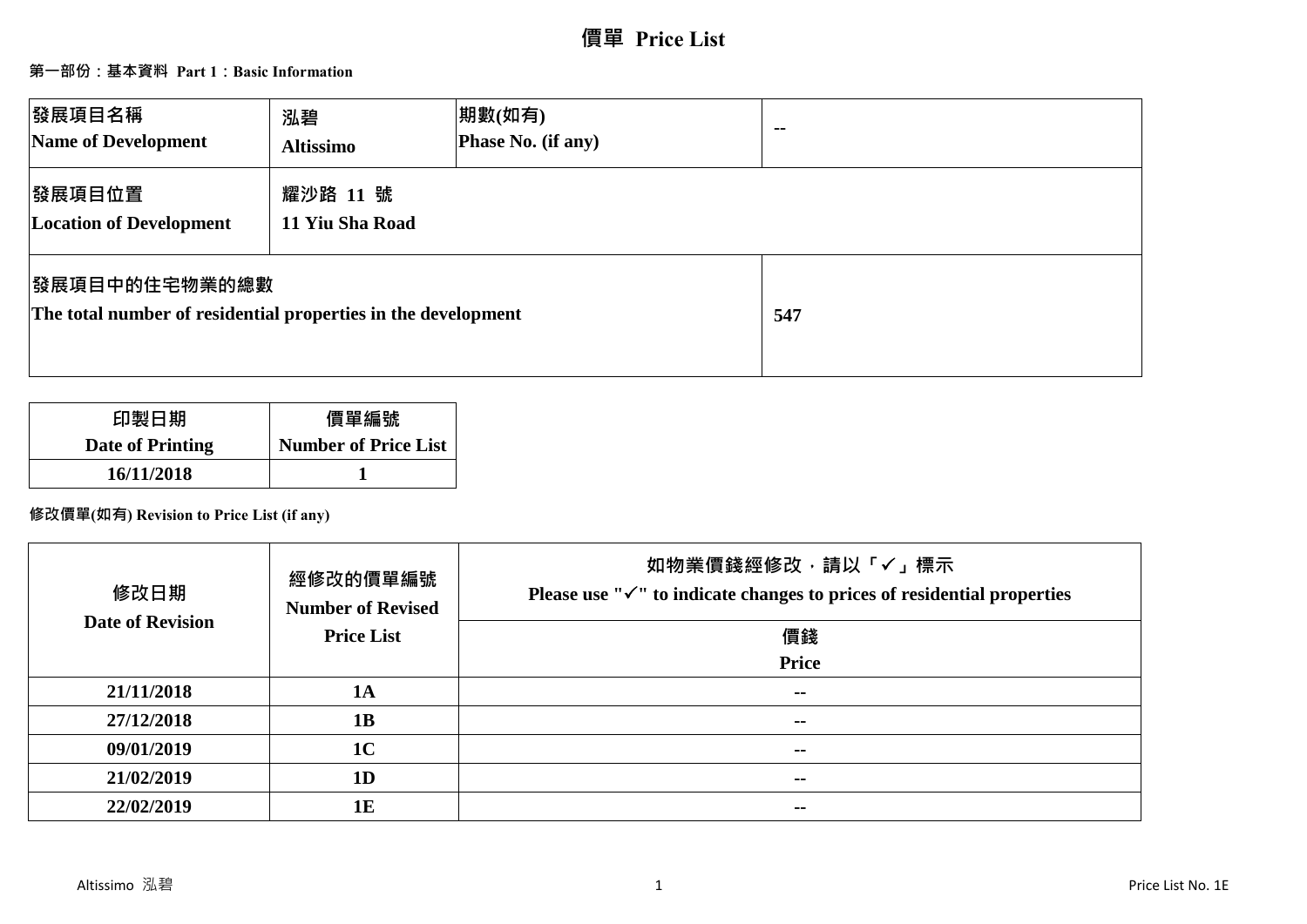# 價單 Price List

## 第一部份：基本資料 Part 1：Basic Information

| 發展項目名稱<br>Name of Development | 泓碧<br>Altissimo | 期數(如有)<br>Phase No. (if any) | -- |
|---|---|---|---|
| 發展項目位置<br>Location of Development | 耀沙路 11 號<br>11 Yiu Sha Road | | |
| 發展項目中的住宅物業的總數<br>The total number of residential properties in the development | | | 547 |

| 印製日期<br>Date of Printing | 價單編號<br>Number of Price List |
|---|---|
| 16/11/2018 | 1 |

**修改價單(如有) Revision to Price List (if any)**

| 修改日期<br>Date of Revision | 經修改的價單編號<br>Number of Revised Price List | 如物業價錢經修改，請以「✓」標示<br>Please use "✓" to indicate changes to prices of residential properties |
|---|---|---|
| | | 價錢<br>Price |
| 21/11/2018 | 1A | -- |
| 27/12/2018 | 1B | -- |
| 09/01/2019 | 1C | -- |
| 21/02/2019 | 1D | -- |
| 22/02/2019 | 1E | -- |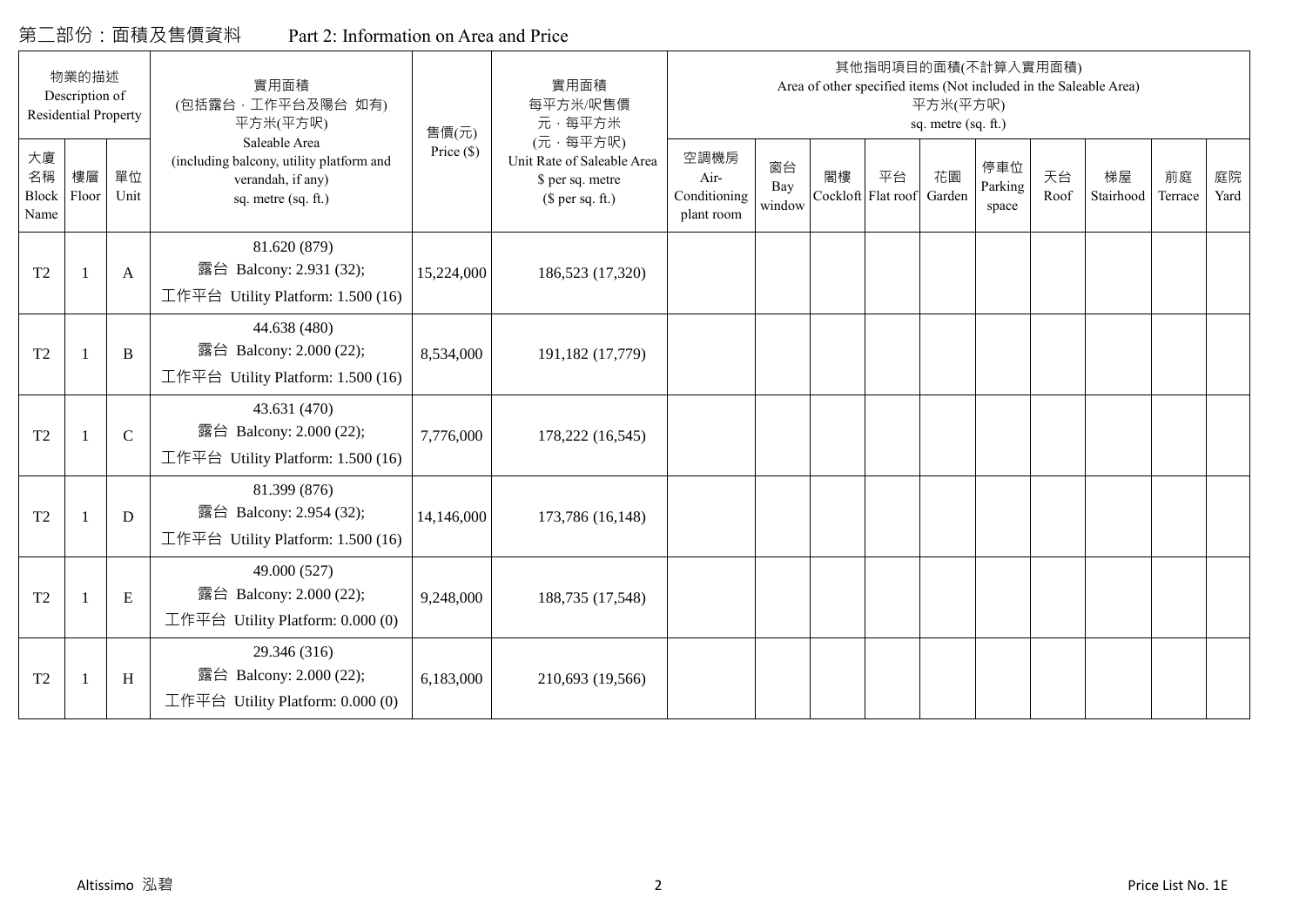# 第二部份：面積及售價資料 Part 2: Information on Area and Price

| 物業的描述 Description of Residential Property | | | 實用面積 (包括露台，工作平台及陽台 如有) 平方米(平方呎) Saleable Area (including balcony, utility platform and verandah, if any) sq. metre (sq. ft.) | 售價(元) Price ($) | 實用面積 每平方米/呎售價 元，每平方米 (元，每平方呎) Unit Rate of Saleable Area $ per sq. metre ($ per sq. ft.) | 其他指明項目的面積(不計算入實用面積) Area of other specified items (Not included in the Saleable Area) 平方米(平方呎) sq. metre (sq. ft.) | | | | | | | | | |
|---|---|---|---|---|---|---|---|---|---|---|---|---|---|---|---|
| 大廈名稱 Block Name | 樓層 Floor | 單位 Unit | | | | 空調機房 Air-Conditioning plant room | 窗台 Bay window | 閣樓 Cockloft | 平台 Flat roof | 花園 Garden | 停車位 Parking space | 天台 Roof | 梯屋 Stairhood | 前庭 Terrace | 庭院 Yard |
| T2 | 1 | A | 81.620 (879) 露台 Balcony: 2.931 (32); 工作平台 Utility Platform: 1.500 (16) | 15,224,000 | 186,523 (17,320) | | | | | | | | | | |
| T2 | 1 | B | 44.638 (480) 露台 Balcony: 2.000 (22); 工作平台 Utility Platform: 1.500 (16) | 8,534,000 | 191,182 (17,779) | | | | | | | | | | |
| T2 | 1 | C | 43.631 (470) 露台 Balcony: 2.000 (22); 工作平台 Utility Platform: 1.500 (16) | 7,776,000 | 178,222 (16,545) | | | | | | | | | | |
| T2 | 1 | D | 81.399 (876) 露台 Balcony: 2.954 (32); 工作平台 Utility Platform: 1.500 (16) | 14,146,000 | 173,786 (16,148) | | | | | | | | | | |
| T2 | 1 | E | 49.000 (527) 露台 Balcony: 2.000 (22); 工作平台 Utility Platform: 0.000 (0) | 9,248,000 | 188,735 (17,548) | | | | | | | | | | |
| T2 | 1 | H | 29.346 (316) 露台 Balcony: 2.000 (22); 工作平台 Utility Platform: 0.000 (0) | 6,183,000 | 210,693 (19,566) | | | | | | | | | | |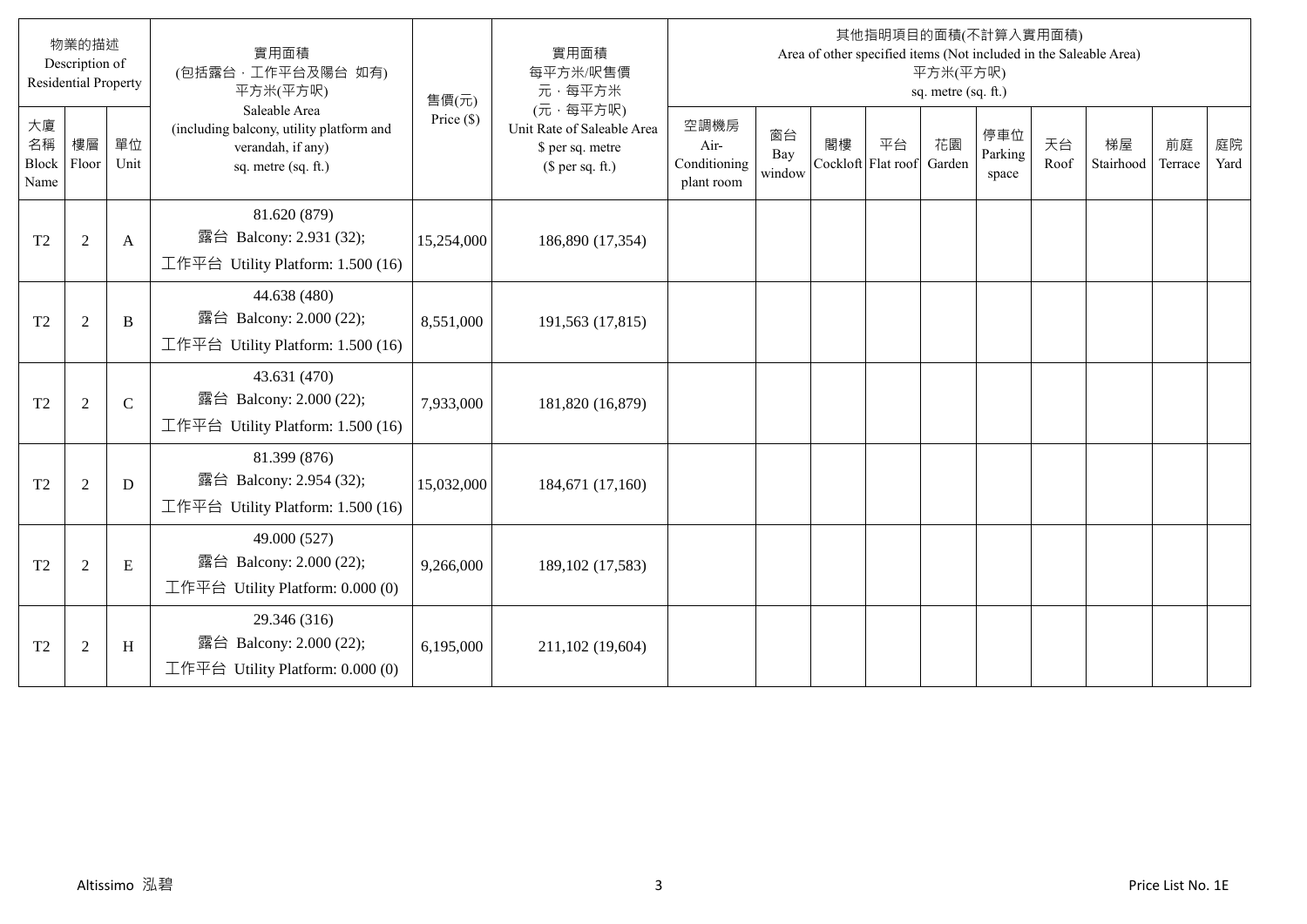| 物業的描述 Description of Residential Property | | | 實用面積 (包括露台，工作平台及陽台 如有) 平方米(平方呎) Saleable Area (including balcony, utility platform and verandah, if any) sq. metre (sq. ft.) | 售價(元) Price ($) | 實用面積 每平方米/呎售價 元，每平方米 (元，每平方呎) Unit Rate of Saleable Area $ per sq. metre ($ per sq. ft.) | 其他指明項目的面積(不計算入實用面積) Area of other specified items (Not included in the Saleable Area) 平方米(平方呎) sq. metre (sq. ft.) | | | | | | | | | |
|---|---|---|---|---|---|---|---|---|---|---|---|---|---|---|---|
| 大廈名稱 Block Name | 樓層 Floor | 單位 Unit | | | | 空調機房 Air-Conditioning plant room | 窗台 Bay window | 閣樓 Cockloft | 平台 Flat roof | 花園 Garden | 停車位 Parking space | 天台 Roof | 梯屋 Stairhood | 前庭 Terrace | 庭院 Yard |
| T2 | 2 | A | 81.620 (879)<br>露台 Balcony: 2.931 (32);<br>工作平台 Utility Platform: 1.500 (16) | 15,254,000 | 186,890 (17,354) | | | | | | | | | | |
| T2 | 2 | B | 44.638 (480)<br>露台 Balcony: 2.000 (22);<br>工作平台 Utility Platform: 1.500 (16) | 8,551,000 | 191,563 (17,815) | | | | | | | | | | |
| T2 | 2 | C | 43.631 (470)<br>露台 Balcony: 2.000 (22);<br>工作平台 Utility Platform: 1.500 (16) | 7,933,000 | 181,820 (16,879) | | | | | | | | | | |
| T2 | 2 | D | 81.399 (876)<br>露台 Balcony: 2.954 (32);<br>工作平台 Utility Platform: 1.500 (16) | 15,032,000 | 184,671 (17,160) | | | | | | | | | | |
| T2 | 2 | E | 49.000 (527)<br>露台 Balcony: 2.000 (22);<br>工作平台 Utility Platform: 0.000 (0) | 9,266,000 | 189,102 (17,583) | | | | | | | | | | |
| T2 | 2 | H | 29.346 (316)<br>露台 Balcony: 2.000 (22);<br>工作平台 Utility Platform: 0.000 (0) | 6,195,000 | 211,102 (19,604) | | | | | | | | | | |

Altissimo 泓碧

Price List No. 1E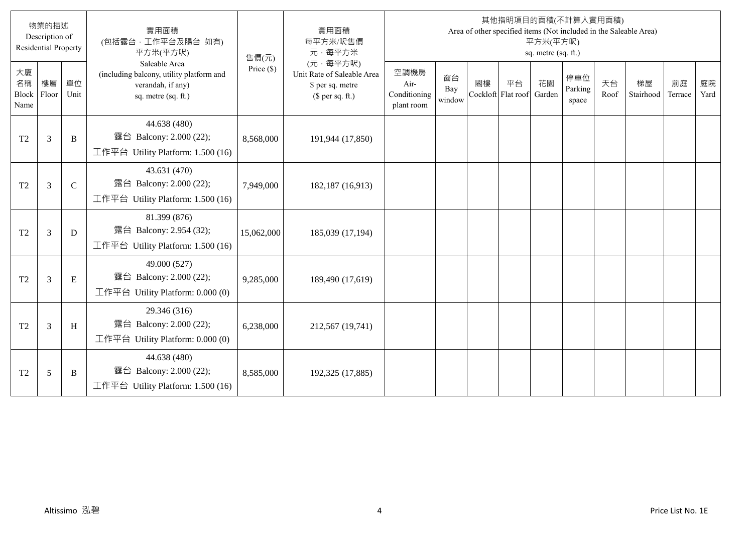| 物業的描述 Description of Residential Property | | | 實用面積 (包括露台，工作平台及陽台 如有) 平方米(平方呎) Saleable Area (including balcony, utility platform and verandah, if any) sq. metre (sq. ft.) | 售價(元) Price ($) | 實用面積 每平方米/呎售價 元，每平方米 (元，每平方呎) Unit Rate of Saleable Area $ per sq. metre ($ per sq. ft.) | 其他指明項目的面積(不計算入實用面積) Area of other specified items (Not included in the Saleable Area) 平方米(平方呎) sq. metre (sq. ft.) | | | | | | | | | |
|---|---|---|---|---|---|---|---|---|---|---|---|---|---|---|---|
| 大廈名稱 Block Name | 樓層 Floor | 單位 Unit | | | | 空調機房 Air-Conditioning plant room | 窗台 Bay window | 閣樓 Cockloft | 平台 Flat roof | 花園 Garden | 停車位 Parking space | 天台 Roof | 梯屋 Stairhood | 前庭 Terrace | 庭院 Yard |
| T2 | 3 | B | 44.638 (480) 露台 Balcony: 2.000 (22); 工作平台 Utility Platform: 1.500 (16) | 8,568,000 | 191,944 (17,850) | | | | | | | | | | |
| T2 | 3 | C | 43.631 (470) 露台 Balcony: 2.000 (22); 工作平台 Utility Platform: 1.500 (16) | 7,949,000 | 182,187 (16,913) | | | | | | | | | | |
| T2 | 3 | D | 81.399 (876) 露台 Balcony: 2.954 (32); 工作平台 Utility Platform: 1.500 (16) | 15,062,000 | 185,039 (17,194) | | | | | | | | | | |
| T2 | 3 | E | 49.000 (527) 露台 Balcony: 2.000 (22); 工作平台 Utility Platform: 0.000 (0) | 9,285,000 | 189,490 (17,619) | | | | | | | | | | |
| T2 | 3 | H | 29.346 (316) 露台 Balcony: 2.000 (22); 工作平台 Utility Platform: 0.000 (0) | 6,238,000 | 212,567 (19,741) | | | | | | | | | | |
| T2 | 5 | B | 44.638 (480) 露台 Balcony: 2.000 (22); 工作平台 Utility Platform: 1.500 (16) | 8,585,000 | 192,325 (17,885) | | | | | | | | | | |

Altissimo 泓碧 Price List No. 1E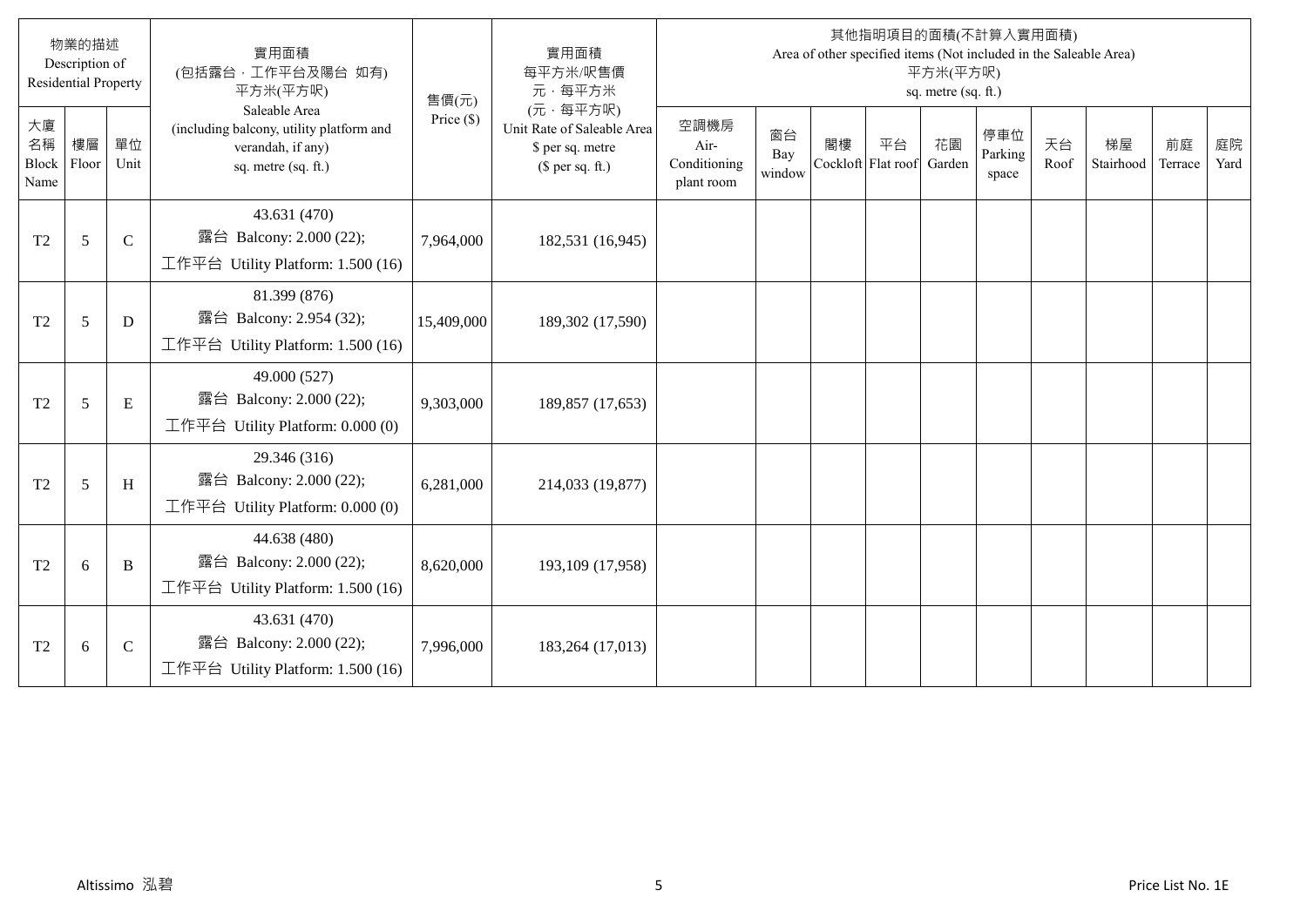| 物業的描述 Description of Residential Property | | | 實用面積 (包括露台，工作平台及陽台 如有) 平方米(平方呎) Saleable Area (including balcony, utility platform and verandah, if any) sq. metre (sq. ft.) | 售價(元) Price ($) | 實用面積 每平方米/呎售價 元，每平方米 (元，每平方呎) Unit Rate of Saleable Area $ per sq. metre ($ per sq. ft.) | 其他指明項目的面積(不計算入實用面積) Area of other specified items (Not included in the Saleable Area) 平方米(平方呎) sq. metre (sq. ft.) | | | | | | | | | |
|---|---|---|---|---|---|---|---|---|---|---|---|---|---|---|---|
| 大廈名稱 Block Name | 樓層 Floor | 單位 Unit | | | | 空調機房 Air-Conditioning plant room | 窗台 Bay window | 閣樓 Cockloft | 平台 Flat roof | 花園 Garden | 停車位 Parking space | 天台 Roof | 梯屋 Stairhood | 前庭 Terrace | 庭院 Yard |
| T2 | 5 | C | 43.631 (470) 露台 Balcony: 2.000 (22); 工作平台 Utility Platform: 1.500 (16) | 7,964,000 | 182,531 (16,945) | | | | | | | | | | |
| T2 | 5 | D | 81.399 (876) 露台 Balcony: 2.954 (32); 工作平台 Utility Platform: 1.500 (16) | 15,409,000 | 189,302 (17,590) | | | | | | | | | | |
| T2 | 5 | E | 49.000 (527) 露台 Balcony: 2.000 (22); 工作平台 Utility Platform: 0.000 (0) | 9,303,000 | 189,857 (17,653) | | | | | | | | | | |
| T2 | 5 | H | 29.346 (316) 露台 Balcony: 2.000 (22); 工作平台 Utility Platform: 0.000 (0) | 6,281,000 | 214,033 (19,877) | | | | | | | | | | |
| T2 | 6 | B | 44.638 (480) 露台 Balcony: 2.000 (22); 工作平台 Utility Platform: 1.500 (16) | 8,620,000 | 193,109 (17,958) | | | | | | | | | | |
| T2 | 6 | C | 43.631 (470) 露台 Balcony: 2.000 (22); 工作平台 Utility Platform: 1.500 (16) | 7,996,000 | 183,264 (17,013) | | | | | | | | | | |

Altissimo 泓碧 Price List No. 1E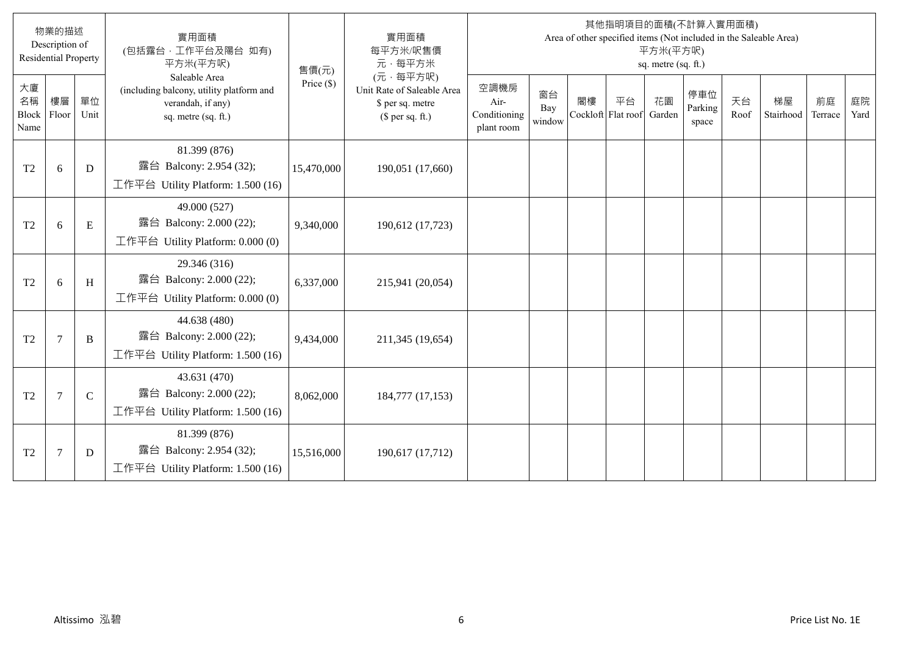| 物業的描述 Description of Residential Property | | | 實用面積 (包括露台,工作平台及陽台 如有) 平方米(平方呎) Saleable Area (including balcony, utility platform and verandah, if any) sq. metre (sq. ft.) | 售價(元) Price ($) | 實用面積 每平方米/呎售價 元,每平方米 (元,每平方呎) Unit Rate of Saleable Area $ per sq. metre ($ per sq. ft.) | 其他指明項目的面積(不計算入實用面積) Area of other specified items (Not included in the Saleable Area) 平方米(平方呎) sq. metre (sq. ft.) | | | | | | | | | |
|---|---|---|---|---|---|---|---|---|---|---|---|---|---|---|---|
| 大廈名稱 Block Name | 樓層 Floor | 單位 Unit | | | | 空調機房 Air-Conditioning plant room | 窗台 Bay window | 閣樓 Cockloft | 平台 Flat roof | 花園 Garden | 停車位 Parking space | 天台 Roof | 梯屋 Stairhood | 前庭 Terrace | 庭院 Yard |
| T2 | 6 | D | 81.399 (876) 露台 Balcony: 2.954 (32); 工作平台 Utility Platform: 1.500 (16) | 15,470,000 | 190,051 (17,660) | | | | | | | | | | |
| T2 | 6 | E | 49.000 (527) 露台 Balcony: 2.000 (22); 工作平台 Utility Platform: 0.000 (0) | 9,340,000 | 190,612 (17,723) | | | | | | | | | | |
| T2 | 6 | H | 29.346 (316) 露台 Balcony: 2.000 (22); 工作平台 Utility Platform: 0.000 (0) | 6,337,000 | 215,941 (20,054) | | | | | | | | | | |
| T2 | 7 | B | 44.638 (480) 露台 Balcony: 2.000 (22); 工作平台 Utility Platform: 1.500 (16) | 9,434,000 | 211,345 (19,654) | | | | | | | | | | |
| T2 | 7 | C | 43.631 (470) 露台 Balcony: 2.000 (22); 工作平台 Utility Platform: 1.500 (16) | 8,062,000 | 184,777 (17,153) | | | | | | | | | | |
| T2 | 7 | D | 81.399 (876) 露台 Balcony: 2.954 (32); 工作平台 Utility Platform: 1.500 (16) | 15,516,000 | 190,617 (17,712) | | | | | | | | | | |

Altissimo 泓碧 Price List No. 1E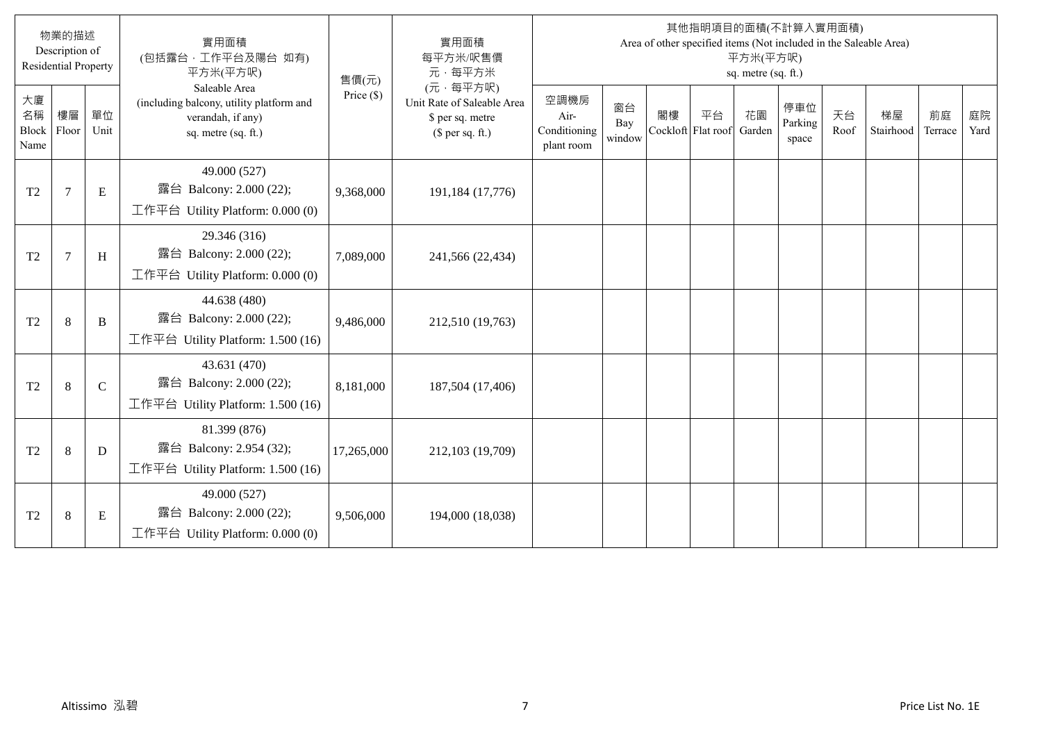| 物業的描述 Description of Residential Property | | | 實用面積 (包括露台，工作平台及陽台 如有) 平方米(平方呎) Saleable Area (including balcony, utility platform and verandah, if any) sq. metre (sq. ft.) | 售價(元) Price ($) | 實用面積 每平方米/呎售價 元，每平方米 (元，每平方呎) Unit Rate of Saleable Area $ per sq. metre ($ per sq. ft.) | 其他指明項目的面積(不計算入實用面積) Area of other specified items (Not included in the Saleable Area) 平方米(平方呎) sq. metre (sq. ft.) | | | | | | | | | |
|---|---|---|---|---|---|---|---|---|---|---|---|---|---|---|---|
| 大廈名稱 Block Name | 樓層 Floor | 單位 Unit | | | | 空調機房 Air-Conditioning plant room | 窗台 Bay window | 閣樓 Cockloft | 平台 Flat roof | 花園 Garden | 停車位 Parking space | 天台 Roof | 梯屋 Stairhood | 前庭 Terrace | 庭院 Yard |
| T2 | 7 | E | 49.000 (527) 露台 Balcony: 2.000 (22); 工作平台 Utility Platform: 0.000 (0) | 9,368,000 | 191,184 (17,776) | | | | | | | | | | |
| T2 | 7 | H | 29.346 (316) 露台 Balcony: 2.000 (22); 工作平台 Utility Platform: 0.000 (0) | 7,089,000 | 241,566 (22,434) | | | | | | | | | | |
| T2 | 8 | B | 44.638 (480) 露台 Balcony: 2.000 (22); 工作平台 Utility Platform: 1.500 (16) | 9,486,000 | 212,510 (19,763) | | | | | | | | | | |
| T2 | 8 | C | 43.631 (470) 露台 Balcony: 2.000 (22); 工作平台 Utility Platform: 1.500 (16) | 8,181,000 | 187,504 (17,406) | | | | | | | | | | |
| T2 | 8 | D | 81.399 (876) 露台 Balcony: 2.954 (32); 工作平台 Utility Platform: 1.500 (16) | 17,265,000 | 212,103 (19,709) | | | | | | | | | | |
| T2 | 8 | E | 49.000 (527) 露台 Balcony: 2.000 (22); 工作平台 Utility Platform: 0.000 (0) | 9,506,000 | 194,000 (18,038) | | | | | | | | | | |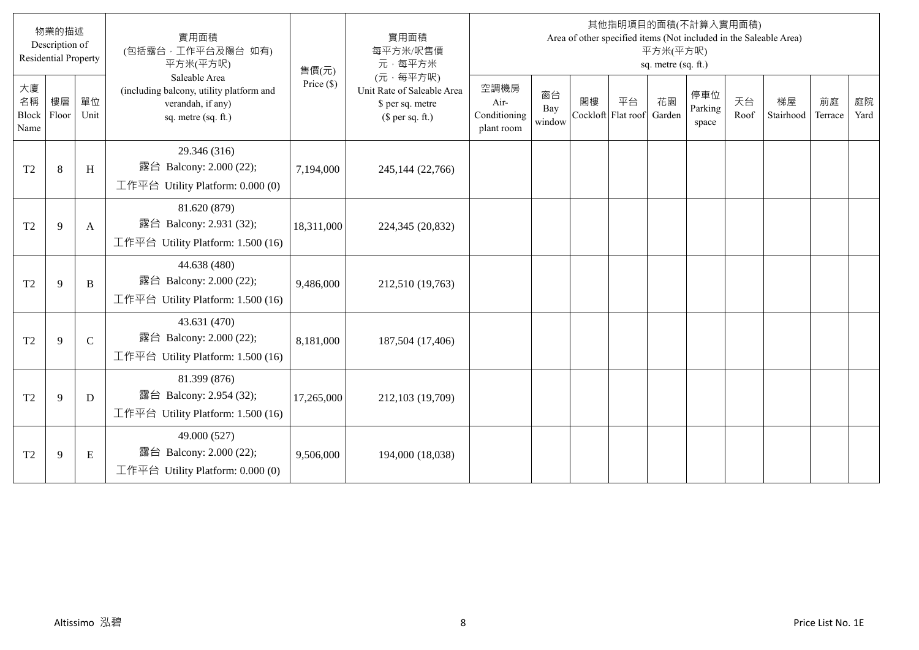| 物業的描述 Description of Residential Property | | | 實用面積 (包括露台，工作平台及陽台 如有) 平方米(平方呎) Saleable Area (including balcony, utility platform and verandah, if any) sq. metre (sq. ft.) | 售價(元) Price ($) | 實用面積 每平方米/呎售價 元，每平方米 (元，每平方呎) Unit Rate of Saleable Area $ per sq. metre ($ per sq. ft.) | 其他指明項目的面積(不計算入實用面積) Area of other specified items (Not included in the Saleable Area) 平方米(平方呎) sq. metre (sq. ft.) | | | | | | | | | |
|---|---|---|---|---|---|---|---|---|---|---|---|---|---|---|---|
| 大廈名稱 Block Name | 樓層 Floor | 單位 Unit | | | | 空調機房 Air-Conditioning plant room | 窗台 Bay window | 閣樓 Cockloft | 平台 Flat roof | 花園 Garden | 停車位 Parking space | 天台 Roof | 梯屋 Stairhood | 前庭 Terrace | 庭院 Yard |
| T2 | 8 | H | 29.346 (316) 露台 Balcony: 2.000 (22); 工作平台 Utility Platform: 0.000 (0) | 7,194,000 | 245,144 (22,766) | | | | | | | | | | |
| T2 | 9 | A | 81.620 (879) 露台 Balcony: 2.931 (32); 工作平台 Utility Platform: 1.500 (16) | 18,311,000 | 224,345 (20,832) | | | | | | | | | | |
| T2 | 9 | B | 44.638 (480) 露台 Balcony: 2.000 (22); 工作平台 Utility Platform: 1.500 (16) | 9,486,000 | 212,510 (19,763) | | | | | | | | | | |
| T2 | 9 | C | 43.631 (470) 露台 Balcony: 2.000 (22); 工作平台 Utility Platform: 1.500 (16) | 8,181,000 | 187,504 (17,406) | | | | | | | | | | |
| T2 | 9 | D | 81.399 (876) 露台 Balcony: 2.954 (32); 工作平台 Utility Platform: 1.500 (16) | 17,265,000 | 212,103 (19,709) | | | | | | | | | | |
| T2 | 9 | E | 49.000 (527) 露台 Balcony: 2.000 (22); 工作平台 Utility Platform: 0.000 (0) | 9,506,000 | 194,000 (18,038) | | | | | | | | | | |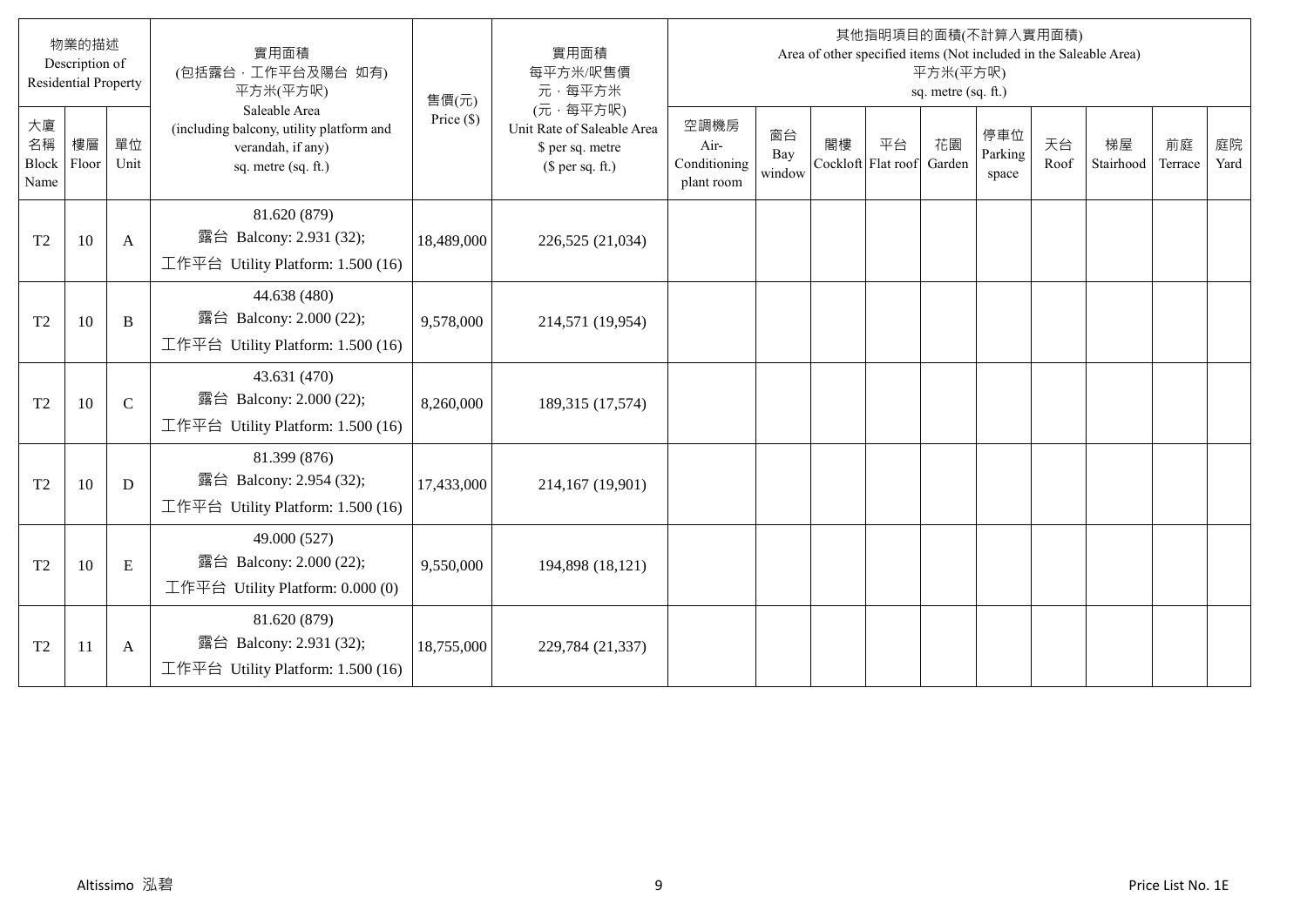| 物業的描述 Description of Residential Property | | | 實用面積 (包括露台，工作平台及陽台 如有) 平方米(平方呎) Saleable Area (including balcony, utility platform and verandah, if any) sq. metre (sq. ft.) | 售價(元) Price ($) | 實用面積 每平方米/呎售價 元，每平方米 (元，每平方呎) Unit Rate of Saleable Area $ per sq. metre ($ per sq. ft.) | 其他指明項目的面積(不計算入實用面積) Area of other specified items (Not included in the Saleable Area) 平方米(平方呎) sq. metre (sq. ft.) | | | | | | | | | |
|---|---|---|---|---|---|---|---|---|---|---|---|---|---|---|---|
| 大廈名稱 Block Name | 樓層 Floor | 單位 Unit | | | | 空調機房 Air-Conditioning plant room | 窗台 Bay window | 閣樓 Cockloft | 平台 Flat roof | 花園 Garden | 停車位 Parking space | 天台 Roof | 梯屋 Stairhood | 前庭 Terrace | 庭院 Yard |
| T2 | 10 | A | 81.620 (879) 露台 Balcony: 2.931 (32); 工作平台 Utility Platform: 1.500 (16) | 18,489,000 | 226,525 (21,034) | | | | | | | | | | |
| T2 | 10 | B | 44.638 (480) 露台 Balcony: 2.000 (22); 工作平台 Utility Platform: 1.500 (16) | 9,578,000 | 214,571 (19,954) | | | | | | | | | | |
| T2 | 10 | C | 43.631 (470) 露台 Balcony: 2.000 (22); 工作平台 Utility Platform: 1.500 (16) | 8,260,000 | 189,315 (17,574) | | | | | | | | | | |
| T2 | 10 | D | 81.399 (876) 露台 Balcony: 2.954 (32); 工作平台 Utility Platform: 1.500 (16) | 17,433,000 | 214,167 (19,901) | | | | | | | | | | |
| T2 | 10 | E | 49.000 (527) 露台 Balcony: 2.000 (22); 工作平台 Utility Platform: 0.000 (0) | 9,550,000 | 194,898 (18,121) | | | | | | | | | | |
| T2 | 11 | A | 81.620 (879) 露台 Balcony: 2.931 (32); 工作平台 Utility Platform: 1.500 (16) | 18,755,000 | 229,784 (21,337) | | | | | | | | | | |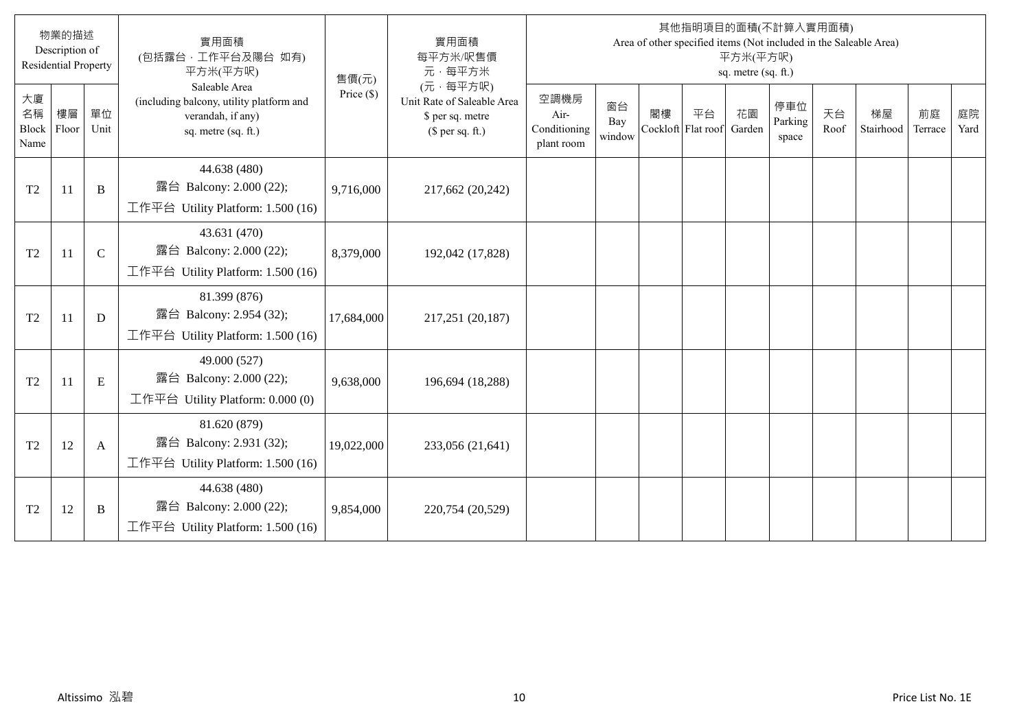| 物業的描述 Description of Residential Property | | | 實用面積 (包括露台，工作平台及陽台 如有) 平方米(平方呎) Saleable Area (including balcony, utility platform and verandah, if any) sq. metre (sq. ft.) | 售價(元) Price ($) | 實用面積 每平方米/呎售價 元，每平方米 (元，每平方呎) Unit Rate of Saleable Area $ per sq. metre ($ per sq. ft.) | 其他指明項目的面積(不計算入實用面積) Area of other specified items (Not included in the Saleable Area) 平方米(平方呎) sq. metre (sq. ft.) | | | | | | | | | |
|---|---|---|---|---|---|---|---|---|---|---|---|---|---|---|---|
| 大廈名稱 Block Name | 樓層 Floor | 單位 Unit | | | | 空調機房 Air-Conditioning plant room | 窗台 Bay window | 閣樓 Cockloft | 平台 Flat roof | 花園 Garden | 停車位 Parking space | 天台 Roof | 梯屋 Stairhood | 前庭 Terrace | 庭院 Yard |
| T2 | 11 | B | 44.638 (480) 露台 Balcony: 2.000 (22); 工作平台 Utility Platform: 1.500 (16) | 9,716,000 | 217,662 (20,242) | | | | | | | | | | |
| T2 | 11 | C | 43.631 (470) 露台 Balcony: 2.000 (22); 工作平台 Utility Platform: 1.500 (16) | 8,379,000 | 192,042 (17,828) | | | | | | | | | | |
| T2 | 11 | D | 81.399 (876) 露台 Balcony: 2.954 (32); 工作平台 Utility Platform: 1.500 (16) | 17,684,000 | 217,251 (20,187) | | | | | | | | | | |
| T2 | 11 | E | 49.000 (527) 露台 Balcony: 2.000 (22); 工作平台 Utility Platform: 0.000 (0) | 9,638,000 | 196,694 (18,288) | | | | | | | | | | |
| T2 | 12 | A | 81.620 (879) 露台 Balcony: 2.931 (32); 工作平台 Utility Platform: 1.500 (16) | 19,022,000 | 233,056 (21,641) | | | | | | | | | | |
| T2 | 12 | B | 44.638 (480) 露台 Balcony: 2.000 (22); 工作平台 Utility Platform: 1.500 (16) | 9,854,000 | 220,754 (20,529) | | | | | | | | | | |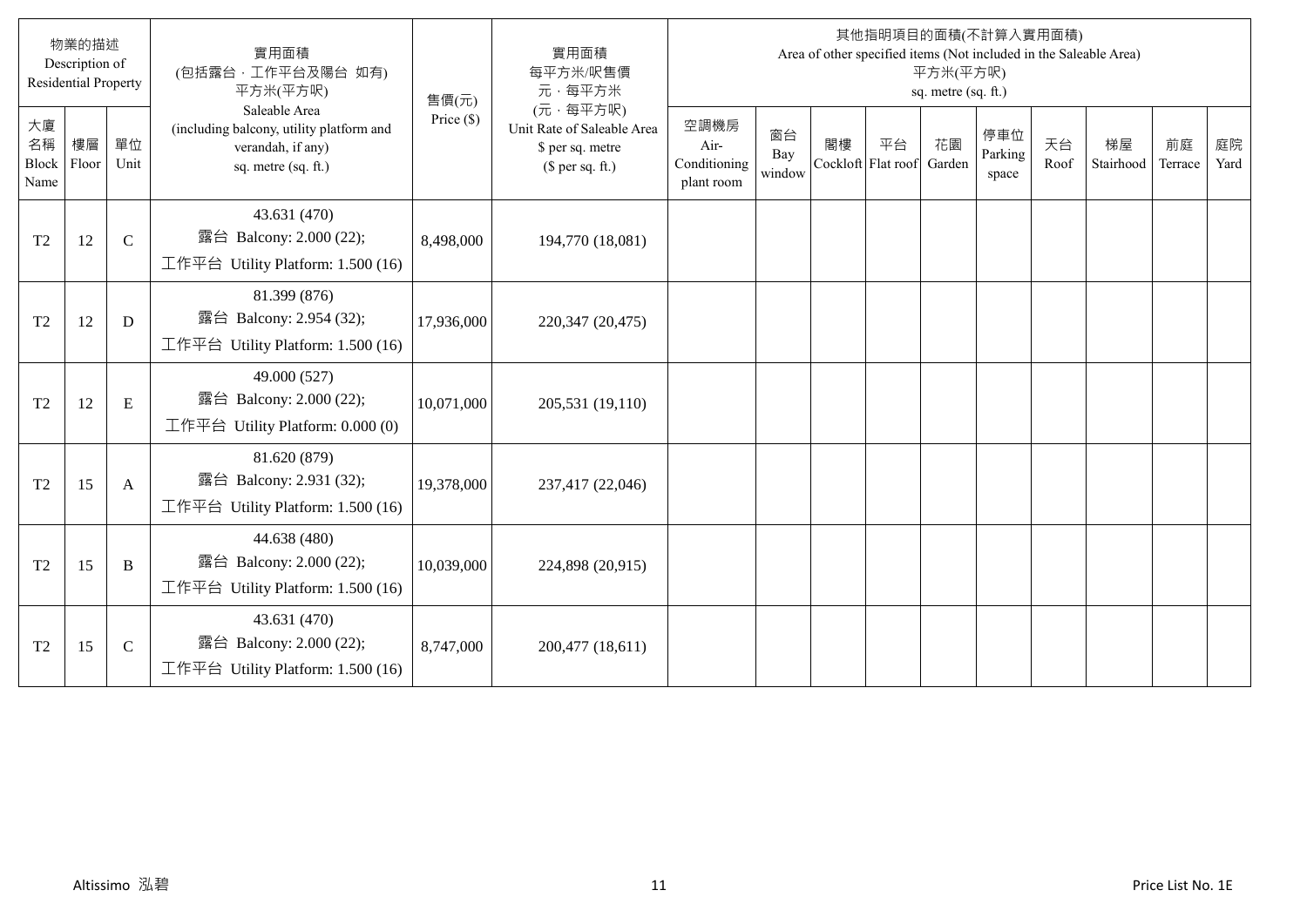| 物業的描述 Description of Residential Property | | | 實用面積 (包括露台，工作平台及陽台 如有) 平方米(平方呎) Saleable Area (including balcony, utility platform and verandah, if any) sq. metre (sq. ft.) | 售價(元) Price ($) | 實用面積 每平方米/呎售價 元，每平方米 (元，每平方呎) Unit Rate of Saleable Area $ per sq. metre ($ per sq. ft.) | 其他指明項目的面積(不計算入實用面積) Area of other specified items (Not included in the Saleable Area) 平方米(平方呎) sq. metre (sq. ft.) | | | | | | | | | |
|---|---|---|---|---|---|---|---|---|---|---|---|---|---|---|---|
| 大廈名稱 Block Name | 樓層 Floor | 單位 Unit | | | | 空調機房 Air-Conditioning plant room | 窗台 Bay window | 閣樓 Cockloft | 平台 Flat roof | 花園 Garden | 停車位 Parking space | 天台 Roof | 梯屋 Stairhood | 前庭 Terrace | 庭院 Yard |
| T2 | 12 | C | 43.631 (470) 露台 Balcony: 2.000 (22); 工作平台 Utility Platform: 1.500 (16) | 8,498,000 | 194,770 (18,081) | | | | | | | | | | |
| T2 | 12 | D | 81.399 (876) 露台 Balcony: 2.954 (32); 工作平台 Utility Platform: 1.500 (16) | 17,936,000 | 220,347 (20,475) | | | | | | | | | | |
| T2 | 12 | E | 49.000 (527) 露台 Balcony: 2.000 (22); 工作平台 Utility Platform: 0.000 (0) | 10,071,000 | 205,531 (19,110) | | | | | | | | | | |
| T2 | 15 | A | 81.620 (879) 露台 Balcony: 2.931 (32); 工作平台 Utility Platform: 1.500 (16) | 19,378,000 | 237,417 (22,046) | | | | | | | | | | |
| T2 | 15 | B | 44.638 (480) 露台 Balcony: 2.000 (22); 工作平台 Utility Platform: 1.500 (16) | 10,039,000 | 224,898 (20,915) | | | | | | | | | | |
| T2 | 15 | C | 43.631 (470) 露台 Balcony: 2.000 (22); 工作平台 Utility Platform: 1.500 (16) | 8,747,000 | 200,477 (18,611) | | | | | | | | | | |

Altissimo 泓碧 Price List No. 1E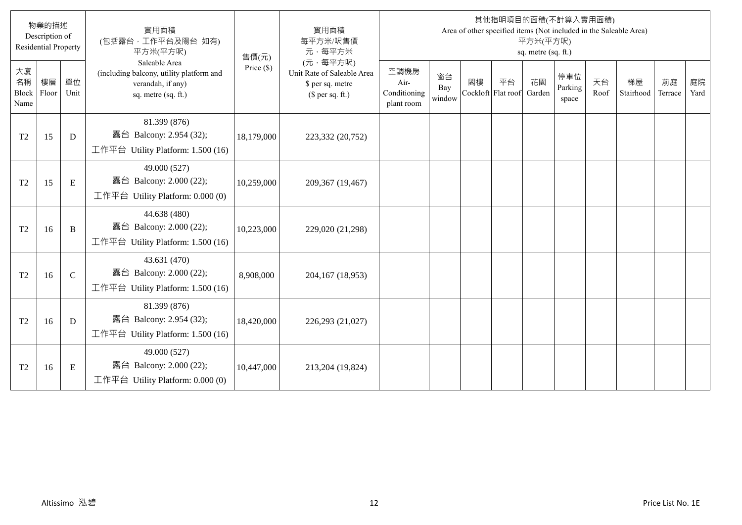| 物業的描述 Description of Residential Property | | | 實用面積 (包括露台，工作平台及陽台 如有) 平方米(平方呎) Saleable Area (including balcony, utility platform and verandah, if any) sq. metre (sq. ft.) | 售價(元) Price ($) | 實用面積 每平方米/呎售價 元，每平方米 (元，每平方呎) Unit Rate of Saleable Area $ per sq. metre ($ per sq. ft.) | 其他指明項目的面積(不計算入實用面積) Area of other specified items (Not included in the Saleable Area) 平方米(平方呎) sq. metre (sq. ft.) | | | | | | | | | |
|---|---|---|---|---|---|---|---|---|---|---|---|---|---|---|---|
| 大廈名稱 Block Name | 樓層 Floor | 單位 Unit | | | | 空調機房 Air-Conditioning plant room | 窗台 Bay window | 閣樓 Cockloft | 平台 Flat roof | 花園 Garden | 停車位 Parking space | 天台 Roof | 梯屋 Stairhood | 前庭 Terrace | 庭院 Yard |
| T2 | 15 | D | 81.399 (876) 露台 Balcony: 2.954 (32); 工作平台 Utility Platform: 1.500 (16) | 18,179,000 | 223,332 (20,752) | | | | | | | | | | |
| T2 | 15 | E | 49.000 (527) 露台 Balcony: 2.000 (22); 工作平台 Utility Platform: 0.000 (0) | 10,259,000 | 209,367 (19,467) | | | | | | | | | | |
| T2 | 16 | B | 44.638 (480) 露台 Balcony: 2.000 (22); 工作平台 Utility Platform: 1.500 (16) | 10,223,000 | 229,020 (21,298) | | | | | | | | | | |
| T2 | 16 | C | 43.631 (470) 露台 Balcony: 2.000 (22); 工作平台 Utility Platform: 1.500 (16) | 8,908,000 | 204,167 (18,953) | | | | | | | | | | |
| T2 | 16 | D | 81.399 (876) 露台 Balcony: 2.954 (32); 工作平台 Utility Platform: 1.500 (16) | 18,420,000 | 226,293 (21,027) | | | | | | | | | | |
| T2 | 16 | E | 49.000 (527) 露台 Balcony: 2.000 (22); 工作平台 Utility Platform: 0.000 (0) | 10,447,000 | 213,204 (19,824) | | | | | | | | | | |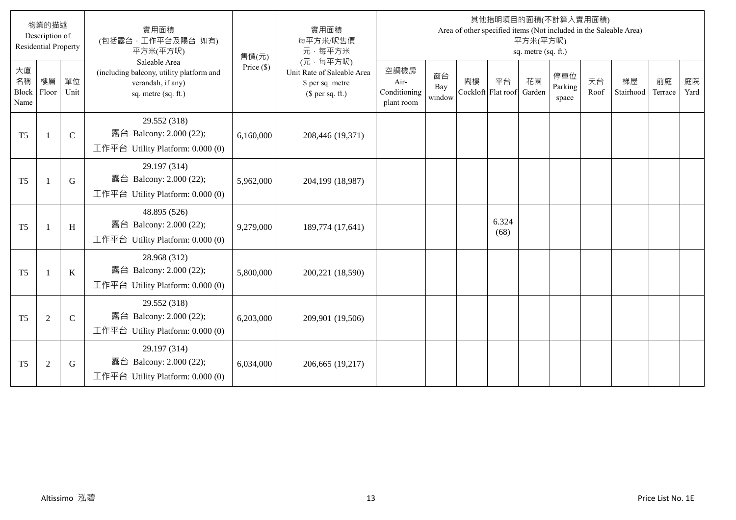| 物業的描述 Description of Residential Property | | | 實用面積 (包括露台，工作平台及陽台 如有) 平方米(平方呎) Saleable Area (including balcony, utility platform and verandah, if any) sq. metre (sq. ft.) | 售價(元) Price ($) | 實用面積 每平方米/呎售價 元，每平方米 (元，每平方呎) Unit Rate of Saleable Area $ per sq. metre ($ per sq. ft.) | 其他指明項目的面積(不計算入實用面積) Area of other specified items (Not included in the Saleable Area) 平方米(平方呎) sq. metre (sq. ft.) | | | | | | | | | |
|---|---|---|---|---|---|---|---|---|---|---|---|---|---|---|---|
| 大廈名稱 Block Name | 樓層 Floor | 單位 Unit | | | | 空調機房 Air-Conditioning plant room | 窗台 Bay window | 閣樓 Cockloft | 平台 Flat roof | 花園 Garden | 停車位 Parking space | 天台 Roof | 梯屋 Stairhood | 前庭 Terrace | 庭院 Yard |
| T5 | 1 | C | 29.552 (318) 露台 Balcony: 2.000 (22); 工作平台 Utility Platform: 0.000 (0) | 6,160,000 | 208,446 (19,371) | | | | | | | | | | |
| T5 | 1 | G | 29.197 (314) 露台 Balcony: 2.000 (22); 工作平台 Utility Platform: 0.000 (0) | 5,962,000 | 204,199 (18,987) | | | | | | | | | | |
| T5 | 1 | H | 48.895 (526) 露台 Balcony: 2.000 (22); 工作平台 Utility Platform: 0.000 (0) | 9,279,000 | 189,774 (17,641) | | | | 6.324 (68) | | | | | | |
| T5 | 1 | K | 28.968 (312) 露台 Balcony: 2.000 (22); 工作平台 Utility Platform: 0.000 (0) | 5,800,000 | 200,221 (18,590) | | | | | | | | | | |
| T5 | 2 | C | 29.552 (318) 露台 Balcony: 2.000 (22); 工作平台 Utility Platform: 0.000 (0) | 6,203,000 | 209,901 (19,506) | | | | | | | | | | |
| T5 | 2 | G | 29.197 (314) 露台 Balcony: 2.000 (22); 工作平台 Utility Platform: 0.000 (0) | 6,034,000 | 206,665 (19,217) | | | | | | | | | | |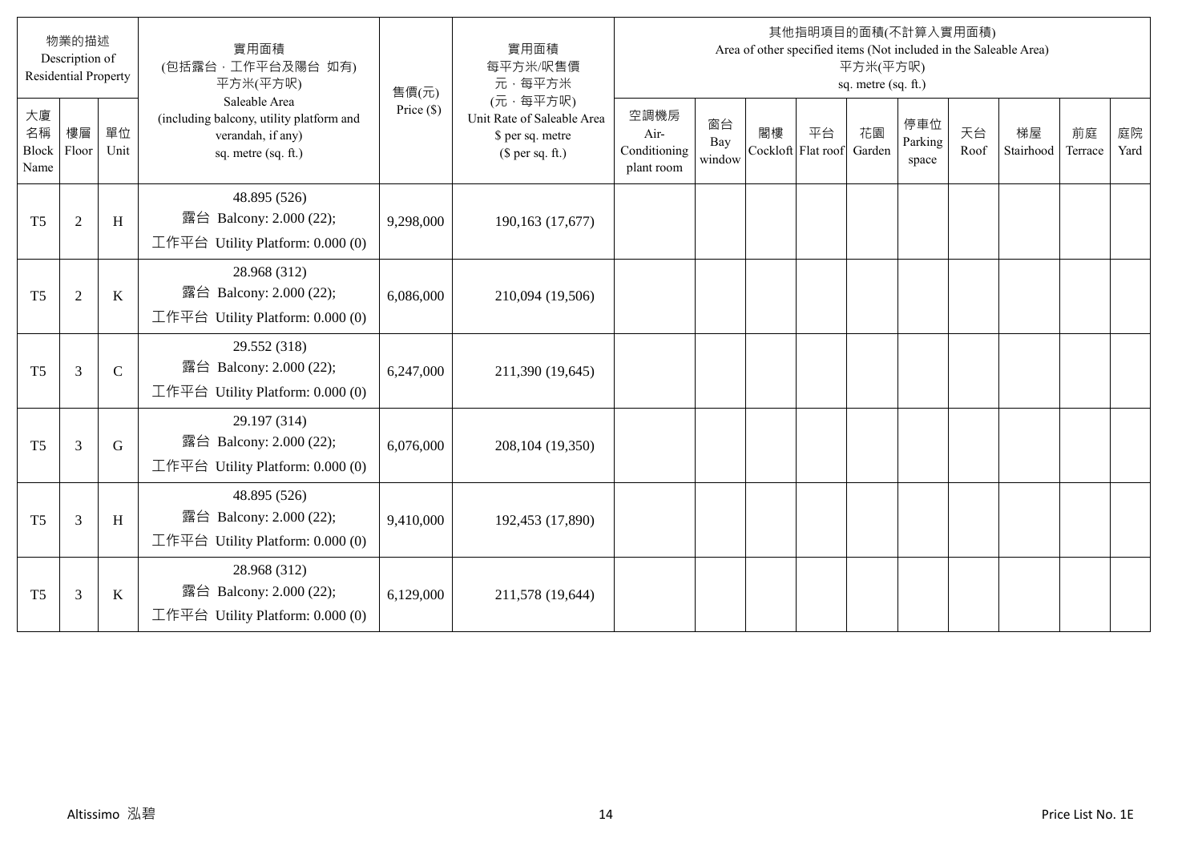| 物業的描述 Description of Residential Property | | | 實用面積 (包括露台，工作平台及陽台 如有) 平方米(平方呎) Saleable Area (including balcony, utility platform and verandah, if any) sq. metre (sq. ft.) | 售價(元) Price ($) | 實用面積 每平方米/呎售價 元，每平方米 (元，每平方呎) Unit Rate of Saleable Area $ per sq. metre ($ per sq. ft.) | 其他指明項目的面積(不計算入實用面積) Area of other specified items (Not included in the Saleable Area) 平方米(平方呎) sq. metre (sq. ft.) | | | | | | | | | |
|---|---|---|---|---|---|---|---|---|---|---|---|---|---|---|---|
| 大廈名稱 Block Name | 樓層 Floor | 單位 Unit | | | | 空調機房 Air-Conditioning plant room | 窗台 Bay window | 閣樓 Cockloft | 平台 Flat roof | 花園 Garden | 停車位 Parking space | 天台 Roof | 梯屋 Stairhood | 前庭 Terrace | 庭院 Yard |
| T5 | 2 | H | 48.895 (526) 露台 Balcony: 2.000 (22); 工作平台 Utility Platform: 0.000 (0) | 9,298,000 | 190,163 (17,677) | | | | | | | | | | |
| T5 | 2 | K | 28.968 (312) 露台 Balcony: 2.000 (22); 工作平台 Utility Platform: 0.000 (0) | 6,086,000 | 210,094 (19,506) | | | | | | | | | | |
| T5 | 3 | C | 29.552 (318) 露台 Balcony: 2.000 (22); 工作平台 Utility Platform: 0.000 (0) | 6,247,000 | 211,390 (19,645) | | | | | | | | | | |
| T5 | 3 | G | 29.197 (314) 露台 Balcony: 2.000 (22); 工作平台 Utility Platform: 0.000 (0) | 6,076,000 | 208,104 (19,350) | | | | | | | | | | |
| T5 | 3 | H | 48.895 (526) 露台 Balcony: 2.000 (22); 工作平台 Utility Platform: 0.000 (0) | 9,410,000 | 192,453 (17,890) | | | | | | | | | | |
| T5 | 3 | K | 28.968 (312) 露台 Balcony: 2.000 (22); 工作平台 Utility Platform: 0.000 (0) | 6,129,000 | 211,578 (19,644) | | | | | | | | | | |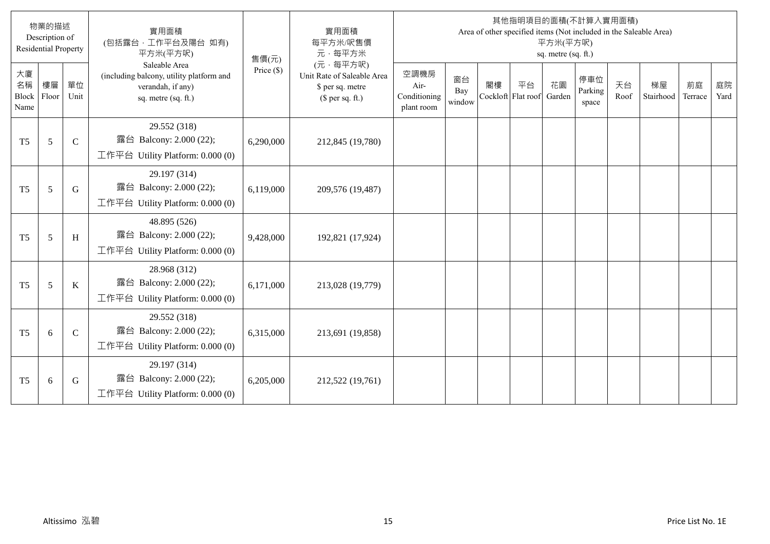| 物業的描述 Description of Residential Property | | | 實用面積 (包括露台，工作平台及陽台 如有) 平方米(平方呎) Saleable Area (including balcony, utility platform and verandah, if any) sq. metre (sq. ft.) | 售價(元) Price ($) | 實用面積 每平方米/呎售價 元，每平方米 (元，每平方呎) Unit Rate of Saleable Area $ per sq. metre ($ per sq. ft.) | 其他指明項目的面積(不計算入實用面積) Area of other specified items (Not included in the Saleable Area) 平方米(平方呎) sq. metre (sq. ft.) | | | | | | | | | |
|---|---|---|---|---|---|---|---|---|---|---|---|---|---|---|---|
| 大廈名稱 Block Name | 樓層 Floor | 單位 Unit | | | | 空調機房 Air-Conditioning plant room | 窗台 Bay window | 閣樓 Cockloft | 平台 Flat roof | 花園 Garden | 停車位 Parking space | 天台 Roof | 梯屋 Stairhood | 前庭 Terrace | 庭院 Yard |
| T5 | 5 | C | 29.552 (318) 露台 Balcony: 2.000 (22); 工作平台 Utility Platform: 0.000 (0) | 6,290,000 | 212,845 (19,780) | | | | | | | | | | |
| T5 | 5 | G | 29.197 (314) 露台 Balcony: 2.000 (22); 工作平台 Utility Platform: 0.000 (0) | 6,119,000 | 209,576 (19,487) | | | | | | | | | | |
| T5 | 5 | H | 48.895 (526) 露台 Balcony: 2.000 (22); 工作平台 Utility Platform: 0.000 (0) | 9,428,000 | 192,821 (17,924) | | | | | | | | | | |
| T5 | 5 | K | 28.968 (312) 露台 Balcony: 2.000 (22); 工作平台 Utility Platform: 0.000 (0) | 6,171,000 | 213,028 (19,779) | | | | | | | | | | |
| T5 | 6 | C | 29.552 (318) 露台 Balcony: 2.000 (22); 工作平台 Utility Platform: 0.000 (0) | 6,315,000 | 213,691 (19,858) | | | | | | | | | | |
| T5 | 6 | G | 29.197 (314) 露台 Balcony: 2.000 (22); 工作平台 Utility Platform: 0.000 (0) | 6,205,000 | 212,522 (19,761) | | | | | | | | | | |

Altissimo 泓碧　　Price List No. 1E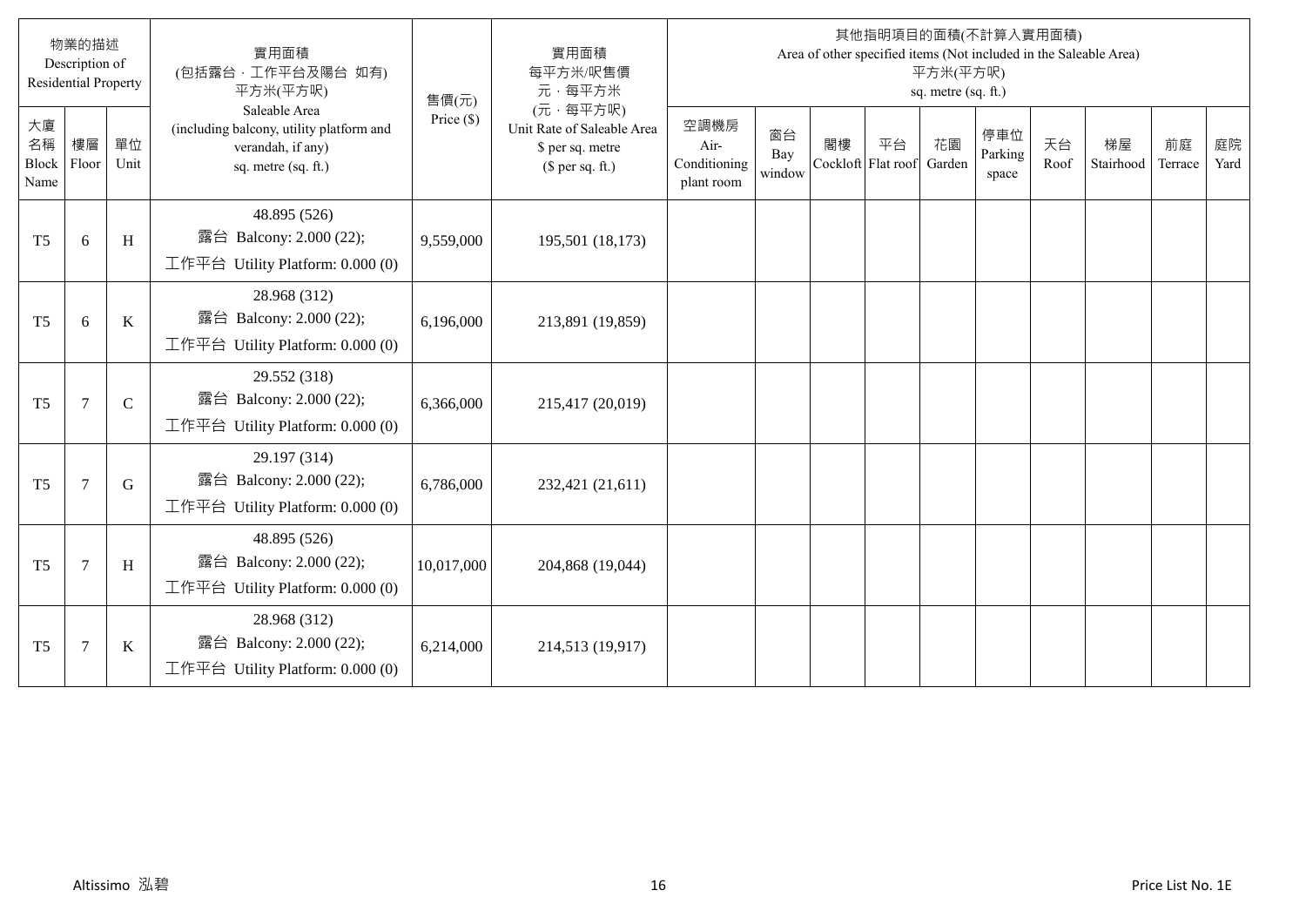| 物業的描述 Description of Residential Property | | | 實用面積 (包括露台，工作平台及陽台 如有) 平方米(平方呎) Saleable Area (including balcony, utility platform and verandah, if any) sq. metre (sq. ft.) | 售價(元) Price ($) | 實用面積 每平方米/呎售價 元，每平方米 (元，每平方呎) Unit Rate of Saleable Area $ per sq. metre ($ per sq. ft.) | 其他指明項目的面積(不計算入實用面積) Area of other specified items (Not included in the Saleable Area) 平方米(平方呎) sq. metre (sq. ft.) | | | | | | | | | |
|---|---|---|---|---|---|---|---|---|---|---|---|---|---|---|---|
| 大廈名稱 Block Name | 樓層 Floor | 單位 Unit | | | | 空調機房 Air-Conditioning plant room | 窗台 Bay window | 閣樓 Cockloft | 平台 Flat roof | 花園 Garden | 停車位 Parking space | 天台 Roof | 梯屋 Stairhood | 前庭 Terrace | 庭院 Yard |
| T5 | 6 | H | 48.895 (526) 露台 Balcony: 2.000 (22); 工作平台 Utility Platform: 0.000 (0) | 9,559,000 | 195,501 (18,173) | | | | | | | | | | |
| T5 | 6 | K | 28.968 (312) 露台 Balcony: 2.000 (22); 工作平台 Utility Platform: 0.000 (0) | 6,196,000 | 213,891 (19,859) | | | | | | | | | | |
| T5 | 7 | C | 29.552 (318) 露台 Balcony: 2.000 (22); 工作平台 Utility Platform: 0.000 (0) | 6,366,000 | 215,417 (20,019) | | | | | | | | | | |
| T5 | 7 | G | 29.197 (314) 露台 Balcony: 2.000 (22); 工作平台 Utility Platform: 0.000 (0) | 6,786,000 | 232,421 (21,611) | | | | | | | | | | |
| T5 | 7 | H | 48.895 (526) 露台 Balcony: 2.000 (22); 工作平台 Utility Platform: 0.000 (0) | 10,017,000 | 204,868 (19,044) | | | | | | | | | | |
| T5 | 7 | K | 28.968 (312) 露台 Balcony: 2.000 (22); 工作平台 Utility Platform: 0.000 (0) | 6,214,000 | 214,513 (19,917) | | | | | | | | | | |

Altissimo 泓碧　　Price List No. 1E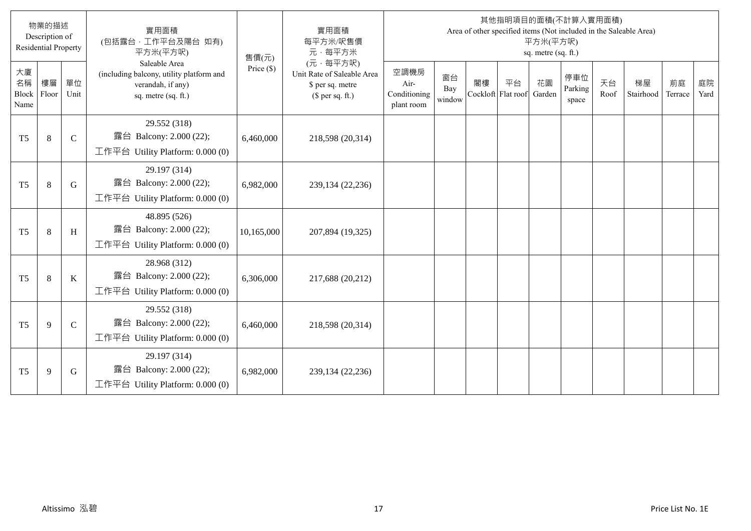| 物業的描述 Description of Residential Property | | | 實用面積 (包括露台，工作平台及陽台 如有) 平方米(平方呎) Saleable Area (including balcony, utility platform and verandah, if any) sq. metre (sq. ft.) | 售價(元) Price ($) | 實用面積 每平方米/呎售價 元，每平方米 (元，每平方呎) Unit Rate of Saleable Area $ per sq. metre ($ per sq. ft.) | 其他指明項目的面積(不計算入實用面積) Area of other specified items (Not included in the Saleable Area) 平方米(平方呎) sq. metre (sq. ft.) | | | | | | | | | |
|---|---|---|---|---|---|---|---|---|---|---|---|---|---|---|---|
| 大廈名稱 Block Name | 樓層 Floor | 單位 Unit | | | | 空調機房 Air-Conditioning plant room | 窗台 Bay window | 閣樓 Cockloft | 平台 Flat roof | 花園 Garden | 停車位 Parking space | 天台 Roof | 梯屋 Stairhood | 前庭 Terrace | 庭院 Yard |
| T5 | 8 | C | 29.552 (318) 露台 Balcony: 2.000 (22); 工作平台 Utility Platform: 0.000 (0) | 6,460,000 | 218,598 (20,314) | | | | | | | | | | |
| T5 | 8 | G | 29.197 (314) 露台 Balcony: 2.000 (22); 工作平台 Utility Platform: 0.000 (0) | 6,982,000 | 239,134 (22,236) | | | | | | | | | | |
| T5 | 8 | H | 48.895 (526) 露台 Balcony: 2.000 (22); 工作平台 Utility Platform: 0.000 (0) | 10,165,000 | 207,894 (19,325) | | | | | | | | | | |
| T5 | 8 | K | 28.968 (312) 露台 Balcony: 2.000 (22); 工作平台 Utility Platform: 0.000 (0) | 6,306,000 | 217,688 (20,212) | | | | | | | | | | |
| T5 | 9 | C | 29.552 (318) 露台 Balcony: 2.000 (22); 工作平台 Utility Platform: 0.000 (0) | 6,460,000 | 218,598 (20,314) | | | | | | | | | | |
| T5 | 9 | G | 29.197 (314) 露台 Balcony: 2.000 (22); 工作平台 Utility Platform: 0.000 (0) | 6,982,000 | 239,134 (22,236) | | | | | | | | | | |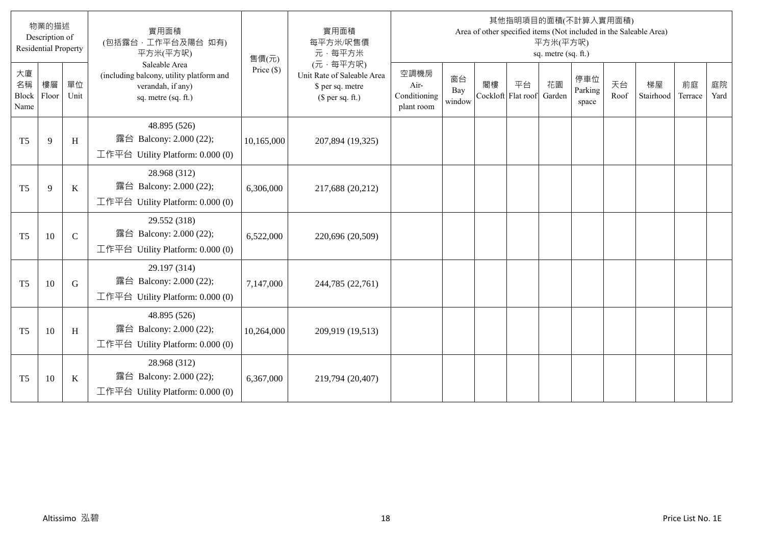| 物業的描述 Description of Residential Property | | | 實用面積 (包括露台，工作平台及陽台 如有) 平方米(平方呎) Saleable Area (including balcony, utility platform and verandah, if any) sq. metre (sq. ft.) | 售價(元) Price ($) | 實用面積 每平方米/呎售價 元，每平方米 (元，每平方呎) Unit Rate of Saleable Area $ per sq. metre ($ per sq. ft.) | 其他指明項目的面積(不計算入實用面積) Area of other specified items (Not included in the Saleable Area) 平方米(平方呎) sq. metre (sq. ft.) | | | | | | | | | |
|---|---|---|---|---|---|---|---|---|---|---|---|---|---|---|---|
| 大廈名稱 Block Name | 樓層 Floor | 單位 Unit | | | | 空調機房 Air-Conditioning plant room | 窗台 Bay window | 閣樓 Cockloft | 平台 Flat roof | 花園 Garden | 停車位 Parking space | 天台 Roof | 梯屋 Stairhood | 前庭 Terrace | 庭院 Yard |
| T5 | 9 | H | 48.895 (526) 露台 Balcony: 2.000 (22); 工作平台 Utility Platform: 0.000 (0) | 10,165,000 | 207,894 (19,325) | | | | | | | | | | |
| T5 | 9 | K | 28.968 (312) 露台 Balcony: 2.000 (22); 工作平台 Utility Platform: 0.000 (0) | 6,306,000 | 217,688 (20,212) | | | | | | | | | | |
| T5 | 10 | C | 29.552 (318) 露台 Balcony: 2.000 (22); 工作平台 Utility Platform: 0.000 (0) | 6,522,000 | 220,696 (20,509) | | | | | | | | | | |
| T5 | 10 | G | 29.197 (314) 露台 Balcony: 2.000 (22); 工作平台 Utility Platform: 0.000 (0) | 7,147,000 | 244,785 (22,761) | | | | | | | | | | |
| T5 | 10 | H | 48.895 (526) 露台 Balcony: 2.000 (22); 工作平台 Utility Platform: 0.000 (0) | 10,264,000 | 209,919 (19,513) | | | | | | | | | | |
| T5 | 10 | K | 28.968 (312) 露台 Balcony: 2.000 (22); 工作平台 Utility Platform: 0.000 (0) | 6,367,000 | 219,794 (20,407) | | | | | | | | | | |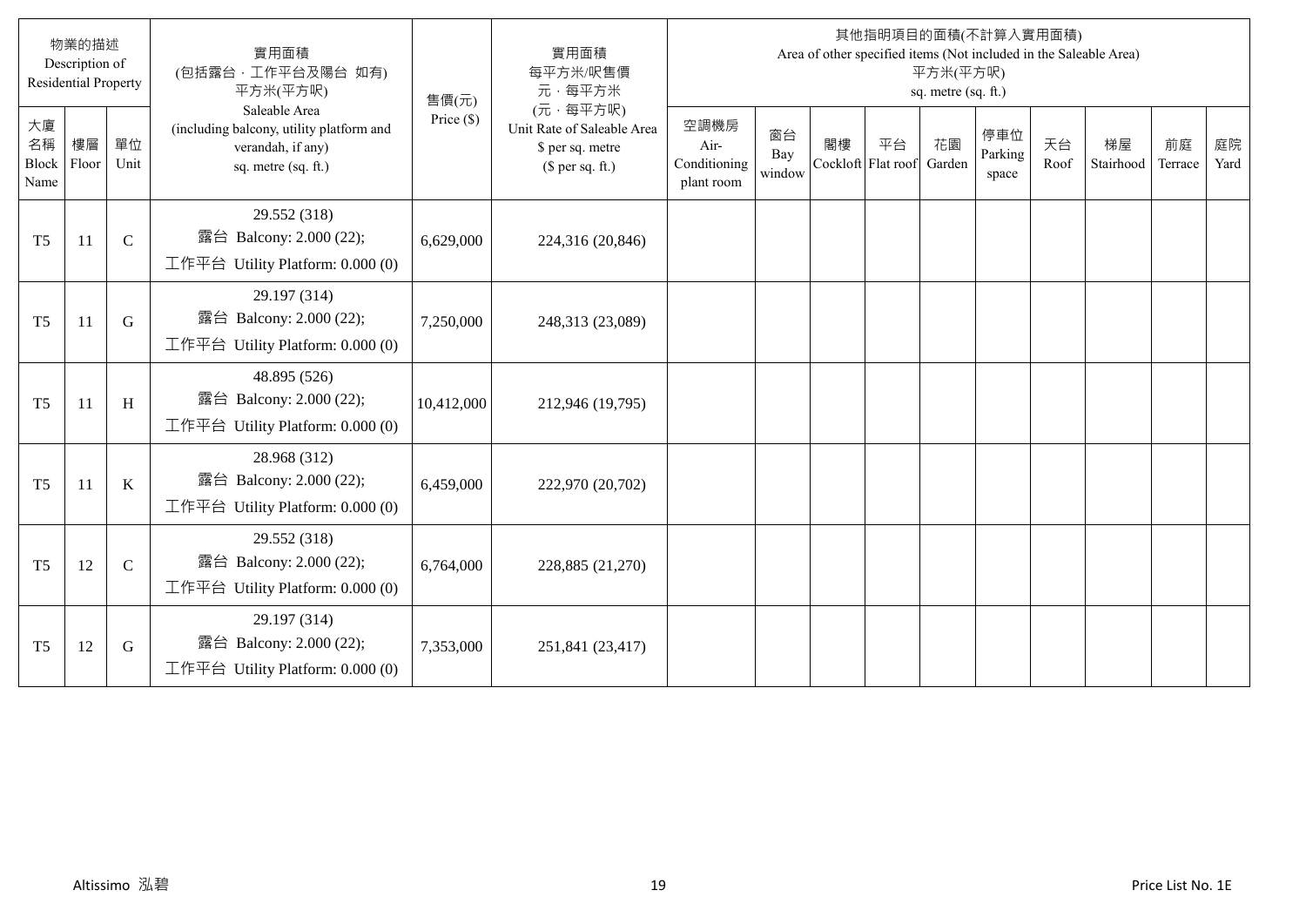| 物業的描述 Description of Residential Property | | | 實用面積 (包括露台，工作平台及陽台 如有) 平方米(平方呎) Saleable Area (including balcony, utility platform and verandah, if any) sq. metre (sq. ft.) | 售價(元) Price ($) | 實用面積 每平方米/呎售價 元，每平方米 (元，每平方呎) Unit Rate of Saleable Area $ per sq. metre ($ per sq. ft.) | 其他指明項目的面積(不計算入實用面積) Area of other specified items (Not included in the Saleable Area) 平方米(平方呎) sq. metre (sq. ft.) | | | | | | | | | |
|---|---|---|---|---|---|---|---|---|---|---|---|---|---|---|---|
| 大廈名稱 Block Name | 樓層 Floor | 單位 Unit | | | | 空調機房 Air-Conditioning plant room | 窗台 Bay window | 閣樓 Cockloft | 平台 Flat roof | 花園 Garden | 停車位 Parking space | 天台 Roof | 梯屋 Stairhood | 前庭 Terrace | 庭院 Yard |
| T5 | 11 | C | 29.552 (318) 露台 Balcony: 2.000 (22); 工作平台 Utility Platform: 0.000 (0) | 6,629,000 | 224,316 (20,846) | | | | | | | | | | |
| T5 | 11 | G | 29.197 (314) 露台 Balcony: 2.000 (22); 工作平台 Utility Platform: 0.000 (0) | 7,250,000 | 248,313 (23,089) | | | | | | | | | | |
| T5 | 11 | H | 48.895 (526) 露台 Balcony: 2.000 (22); 工作平台 Utility Platform: 0.000 (0) | 10,412,000 | 212,946 (19,795) | | | | | | | | | | |
| T5 | 11 | K | 28.968 (312) 露台 Balcony: 2.000 (22); 工作平台 Utility Platform: 0.000 (0) | 6,459,000 | 222,970 (20,702) | | | | | | | | | | |
| T5 | 12 | C | 29.552 (318) 露台 Balcony: 2.000 (22); 工作平台 Utility Platform: 0.000 (0) | 6,764,000 | 228,885 (21,270) | | | | | | | | | | |
| T5 | 12 | G | 29.197 (314) 露台 Balcony: 2.000 (22); 工作平台 Utility Platform: 0.000 (0) | 7,353,000 | 251,841 (23,417) | | | | | | | | | | |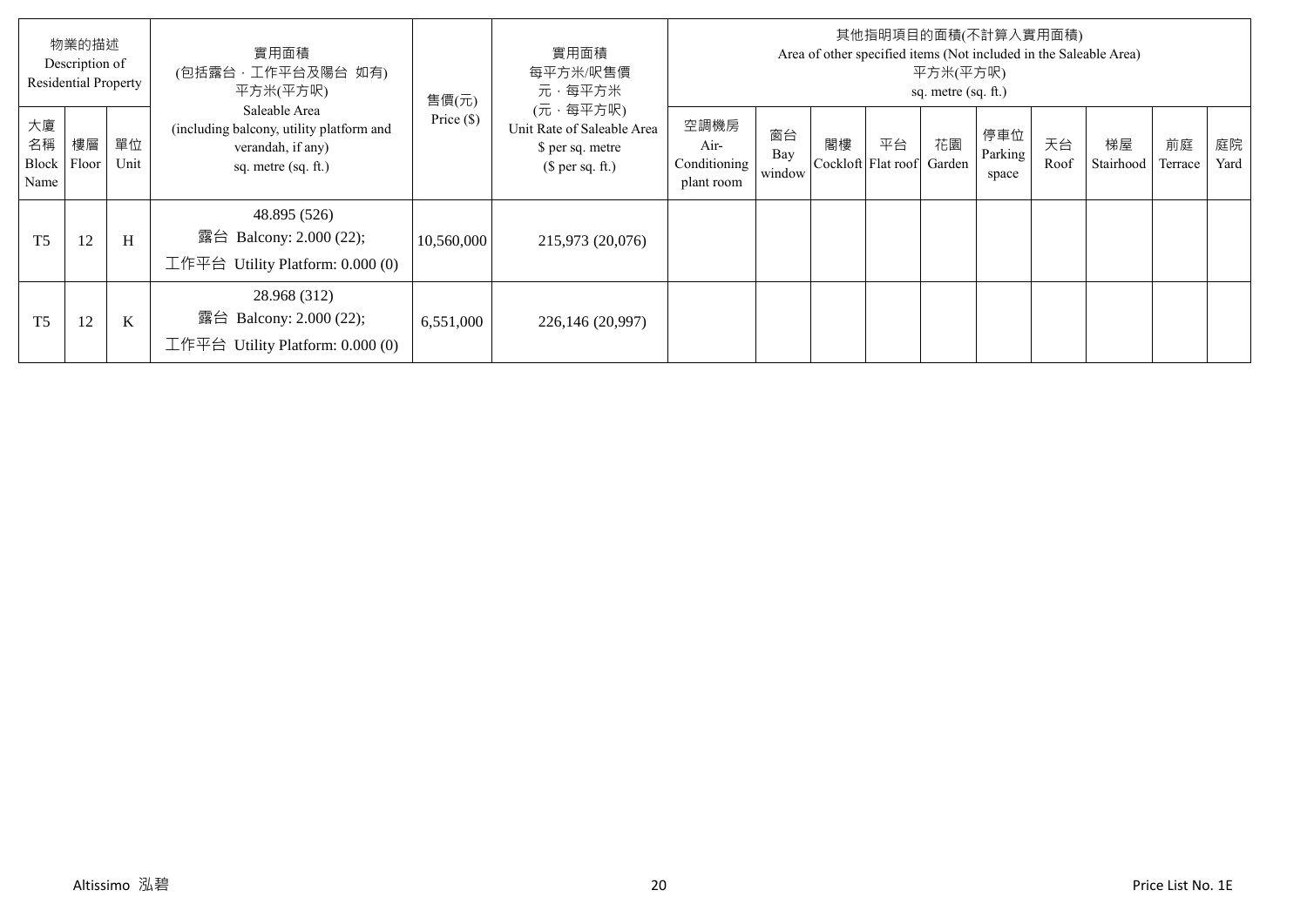| 物業的描述 Description of Residential Property | | | 實用面積 (包括露台，工作平台及陽台 如有) 平方米(平方呎) Saleable Area (including balcony, utility platform and verandah, if any) sq. metre (sq. ft.) | 售價(元) Price ($) | 實用面積 每平方米/呎售價 元，每平方米 (元，每平方呎) Unit Rate of Saleable Area $ per sq. metre ($ per sq. ft.) | 其他指明項目的面積(不計算入實用面積) Area of other specified items (Not included in the Saleable Area) 平方米(平方呎) sq. metre (sq. ft.) | | | | | | | | | |
|---|---|---|---|---|---|---|---|---|---|---|---|---|---|---|---|
| 大廈名稱 Block Name | 樓層 Floor | 單位 Unit | | | | 空調機房 Air-Conditioning plant room | 窗台 Bay window | 閣樓 Cockloft | 平台 Flat roof | 花園 Garden | 停車位 Parking space | 天台 Roof | 梯屋 Stairhood | 前庭 Terrace | 庭院 Yard |
| T5 | 12 | H | 48.895 (526) 露台 Balcony: 2.000 (22); 工作平台 Utility Platform: 0.000 (0) | 10,560,000 | 215,973 (20,076) | | | | | | | | | | |
| T5 | 12 | K | 28.968 (312) 露台 Balcony: 2.000 (22); 工作平台 Utility Platform: 0.000 (0) | 6,551,000 | 226,146 (20,997) | | | | | | | | | | |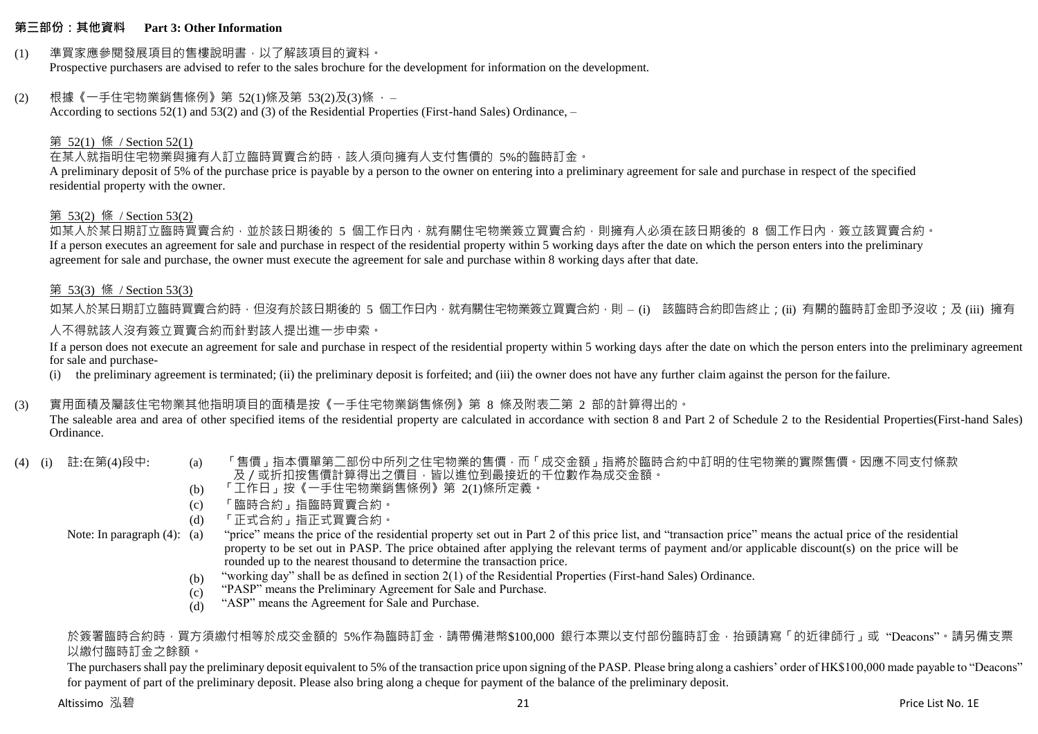## 第三部份：其他資料 Part 3: Other Information

(1) 準買家應參閱發展項目的售樓說明書，以了解該項目的資料。
Prospective purchasers are advised to refer to the sales brochure for the development for information on the development.

(2) 根據《一手住宅物業銷售條例》第 52(1)條及第 53(2)及(3)條，–
According to sections 52(1) and 53(2) and (3) of the Residential Properties (First-hand Sales) Ordinance, –

第 52(1) 條 / Section 52(1)

在某人就指明住宅物業與擁有人訂立臨時買賣合約時，該人須向擁有人支付售價的 5%的臨時訂金。
A preliminary deposit of 5% of the purchase price is payable by a person to the owner on entering into a preliminary agreement for sale and purchase in respect of the specified residential property with the owner.

第 53(2) 條 / Section 53(2)

如某人於某日期訂立臨時買賣合約，並於該日期後的 5 個工作日內，就有關住宅物業簽立買賣合約，則擁有人必須在該日期後的 8 個工作日內，簽立該買賣合約。
If a person executes an agreement for sale and purchase in respect of the residential property within 5 working days after the date on which the person enters into the preliminary agreement for sale and purchase, the owner must execute the agreement for sale and purchase within 8 working days after that date.

第 53(3) 條 / Section 53(3)

如某人於某日期訂立臨時買賣合約時，但沒有於該日期後的 5 個工作日內，就有關住宅物業簽立買賣合約，則 – (i) 該臨時合約即告終止；(ii) 有關的臨時訂金即予沒收；及 (iii) 擁有人不得就該人沒有簽立買賣合約而針對該人提出進一步申索。
If a person does not execute an agreement for sale and purchase in respect of the residential property within 5 working days after the date on which the person enters into the preliminary agreement for sale and purchase-
(i) the preliminary agreement is terminated; (ii) the preliminary deposit is forfeited; and (iii) the owner does not have any further claim against the person for the failure.

(3) 實用面積及屬該住宅物業其他指明項目的面積是按《一手住宅物業銷售條例》第 8 條及附表二第 2 部的計算得出的。
The saleable area and area of other specified items of the residential property are calculated in accordance with section 8 and Part 2 of Schedule 2 to the Residential Properties(First-hand Sales) Ordinance.

(4) (i) 註:在第(4)段中:
(a) 「售價」指本價單第二部份中所列之住宅物業的售價，而「成交金額」指將於臨時合約中訂明的住宅物業的實際售價。因應不同支付條款及/或折扣按售價計算得出之價目，皆以進位到最接近的千位數作為成交金額。
(b) 「工作日」按《一手住宅物業銷售條例》第 2(1)條所定義。
(c) 「臨時合約」指臨時買賣合約。
(d) 「正式合約」指正式買賣合約。

Note: In paragraph (4):
(a) "price" means the price of the residential property set out in Part 2 of this price list, and "transaction price" means the actual price of the residential property to be set out in PASP. The price obtained after applying the relevant terms of payment and/or applicable discount(s) on the price will be rounded up to the nearest thousand to determine the transaction price.
(b) "working day" shall be as defined in section 2(1) of the Residential Properties (First-hand Sales) Ordinance.
(c) "PASP" means the Preliminary Agreement for Sale and Purchase.
(d) "ASP" means the Agreement for Sale and Purchase.

於簽署臨時合約時，買方須繳付相等於成交金額的 5%作為臨時訂金，請帶備港幣$100,000 銀行本票以支付部份臨時訂金，抬頭請寫「的近律師行」或 "Deacons"。請另備支票以繳付臨時訂金之餘額。

The purchasers shall pay the preliminary deposit equivalent to 5% of the transaction price upon signing of the PASP. Please bring along a cashiers' order of HK$100,000 made payable to "Deacons" for payment of part of the preliminary deposit. Please also bring along a cheque for payment of the balance of the preliminary deposit.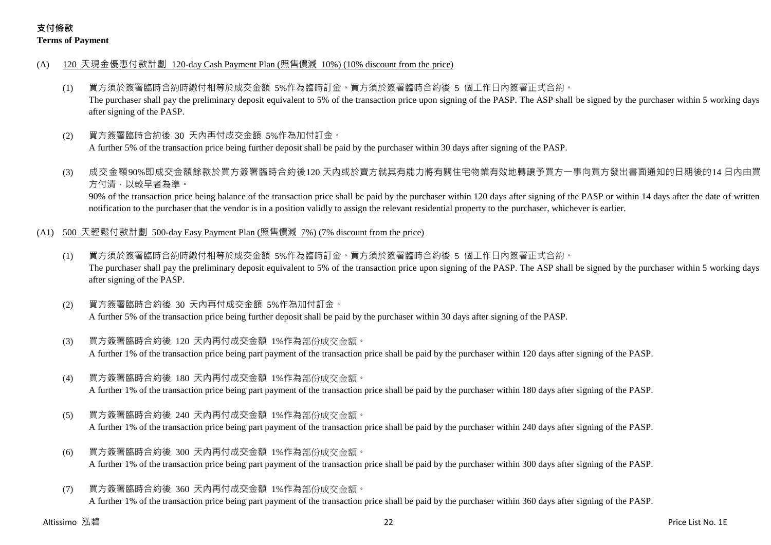**支付條款**

**Terms of Payment**

(A) 120 天現金優惠付款計劃 120-day Cash Payment Plan (照售價減 10%) (10% discount from the price)

(1) 買方須於簽署臨時合約時繳付相等於成交金額 5%作為臨時訂金。買方須於簽署臨時合約後 5 個工作日內簽署正式合約。
The purchaser shall pay the preliminary deposit equivalent to 5% of the transaction price upon signing of the PASP. The ASP shall be signed by the purchaser within 5 working days after signing of the PASP.

(2) 買方簽署臨時合約後 30 天內再付成交金額 5%作為加付訂金。
A further 5% of the transaction price being further deposit shall be paid by the purchaser within 30 days after signing of the PASP.

(3) 成交金額90%即成交金額餘款於買方簽署臨時合約後120 天內或於賣方就其有能力將有關住宅物業有效地轉讓予買方一事向買方發出書面通知的日期後的14 日內由買方付清，以較早者為準。
90% of the transaction price being balance of the transaction price shall be paid by the purchaser within 120 days after signing of the PASP or within 14 days after the date of written notification to the purchaser that the vendor is in a position validly to assign the relevant residential property to the purchaser, whichever is earlier.

(A1) 500 天輕鬆付款計劃 500-day Easy Payment Plan (照售價減 7%) (7% discount from the price)

(1) 買方須於簽署臨時合約時繳付相等於成交金額 5%作為臨時訂金。買方須於簽署臨時合約後 5 個工作日內簽署正式合約。
The purchaser shall pay the preliminary deposit equivalent to 5% of the transaction price upon signing of the PASP. The ASP shall be signed by the purchaser within 5 working days after signing of the PASP.

(2) 買方簽署臨時合約後 30 天內再付成交金額 5%作為加付訂金。
A further 5% of the transaction price being further deposit shall be paid by the purchaser within 30 days after signing of the PASP.

(3) 買方簽署臨時合約後 120 天內再付成交金額 1%作為部份成交金額。
A further 1% of the transaction price being part payment of the transaction price shall be paid by the purchaser within 120 days after signing of the PASP.

(4) 買方簽署臨時合約後 180 天內再付成交金額 1%作為部份成交金額。
A further 1% of the transaction price being part payment of the transaction price shall be paid by the purchaser within 180 days after signing of the PASP.

(5) 買方簽署臨時合約後 240 天內再付成交金額 1%作為部份成交金額。
A further 1% of the transaction price being part payment of the transaction price shall be paid by the purchaser within 240 days after signing of the PASP.

(6) 買方簽署臨時合約後 300 天內再付成交金額 1%作為部份成交金額。
A further 1% of the transaction price being part payment of the transaction price shall be paid by the purchaser within 300 days after signing of the PASP.

(7) 買方簽署臨時合約後 360 天內再付成交金額 1%作為部份成交金額。
A further 1% of the transaction price being part payment of the transaction price shall be paid by the purchaser within 360 days after signing of the PASP.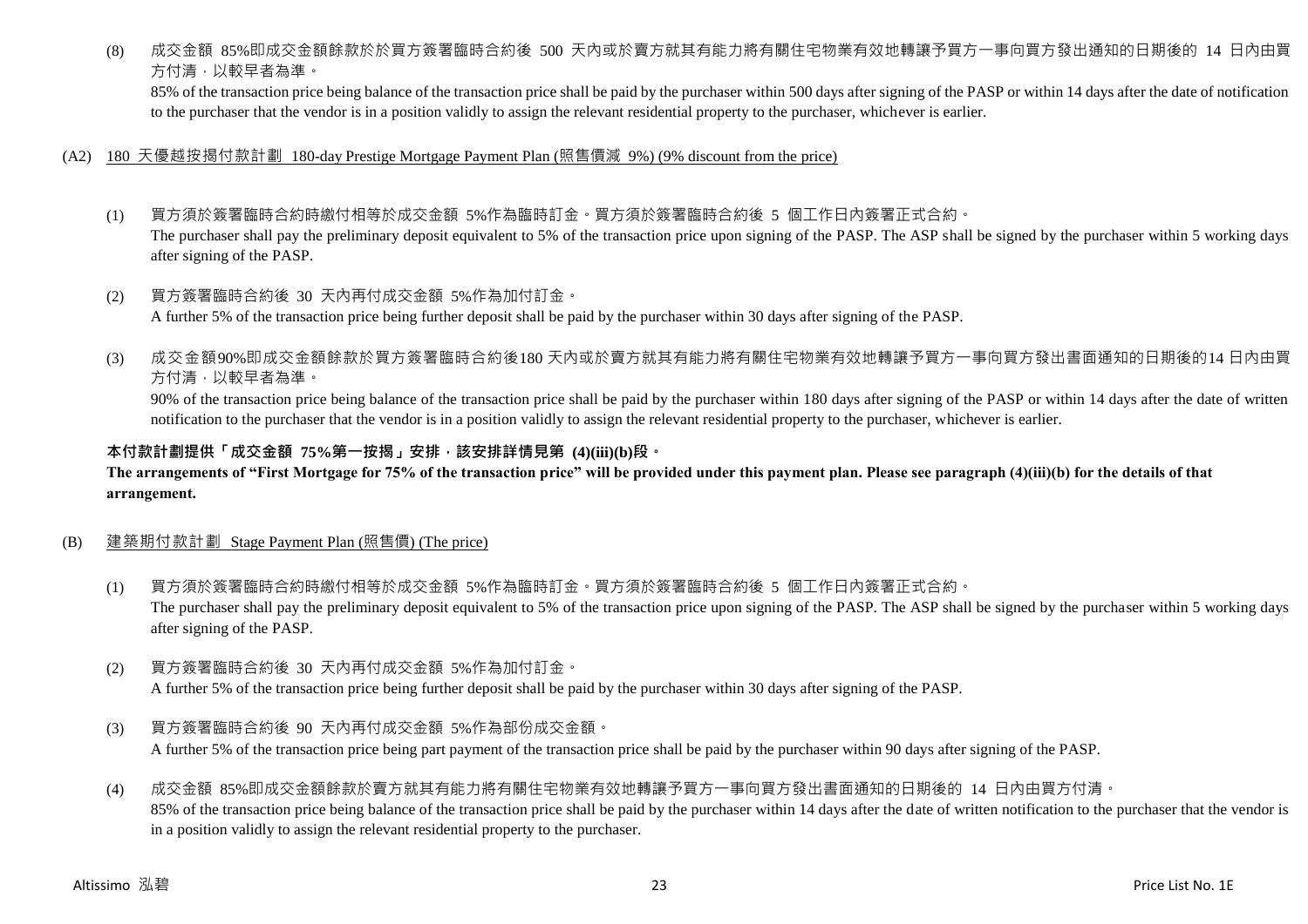(8) 成交金額 85%即成交金額餘款於於買方簽署臨時合約後 500 天內或於賣方就其有能力將有關住宅物業有效地轉讓予買方一事向買方發出通知的日期後的 14 日內由買方付清，以較早者為準。
85% of the transaction price being balance of the transaction price shall be paid by the purchaser within 500 days after signing of the PASP or within 14 days after the date of notification to the purchaser that the vendor is in a position validly to assign the relevant residential property to the purchaser, whichever is earlier.

(A2) 180 天優越按揭付款計劃 180-day Prestige Mortgage Payment Plan (照售價減 9%) (9% discount from the price)

(1) 買方須於簽署臨時合約時繳付相等於成交金額 5%作為臨時訂金。買方須於簽署臨時合約後 5 個工作日內簽署正式合約。
The purchaser shall pay the preliminary deposit equivalent to 5% of the transaction price upon signing of the PASP. The ASP shall be signed by the purchaser within 5 working days after signing of the PASP.

(2) 買方簽署臨時合約後 30 天內再付成交金額 5%作為加付訂金。
A further 5% of the transaction price being further deposit shall be paid by the purchaser within 30 days after signing of the PASP.

(3) 成交金額90%即成交金額餘款於買方簽署臨時合約後180 天內或於賣方就其有能力將有關住宅物業有效地轉讓予買方一事向買方發出書面通知的日期後的14 日內由買方付清，以較早者為準。
90% of the transaction price being balance of the transaction price shall be paid by the purchaser within 180 days after signing of the PASP or within 14 days after the date of written notification to the purchaser that the vendor is in a position validly to assign the relevant residential property to the purchaser, whichever is earlier.

**本付款計劃提供「成交金額 75%第一按揭」安排，該安排詳情見第 (4)(iii)(b)段。**
**The arrangements of "First Mortgage for 75% of the transaction price" will be provided under this payment plan. Please see paragraph (4)(iii)(b) for the details of that arrangement.**

(B) 建築期付款計劃 Stage Payment Plan (照售價) (The price)

(1) 買方須於簽署臨時合約時繳付相等於成交金額 5%作為臨時訂金。買方須於簽署臨時合約後 5 個工作日內簽署正式合約。
The purchaser shall pay the preliminary deposit equivalent to 5% of the transaction price upon signing of the PASP. The ASP shall be signed by the purchaser within 5 working days after signing of the PASP.

(2) 買方簽署臨時合約後 30 天內再付成交金額 5%作為加付訂金。
A further 5% of the transaction price being further deposit shall be paid by the purchaser within 30 days after signing of the PASP.

(3) 買方簽署臨時合約後 90 天內再付成交金額 5%作為部份成交金額。
A further 5% of the transaction price being part payment of the transaction price shall be paid by the purchaser within 90 days after signing of the PASP.

(4) 成交金額 85%即成交金額餘款於賣方就其有能力將有關住宅物業有效地轉讓予買方一事向買方發出書面通知的日期後的 14 日內由買方付清。
85% of the transaction price being balance of the transaction price shall be paid by the purchaser within 14 days after the date of written notification to the purchaser that the vendor is in a position validly to assign the relevant residential property to the purchaser.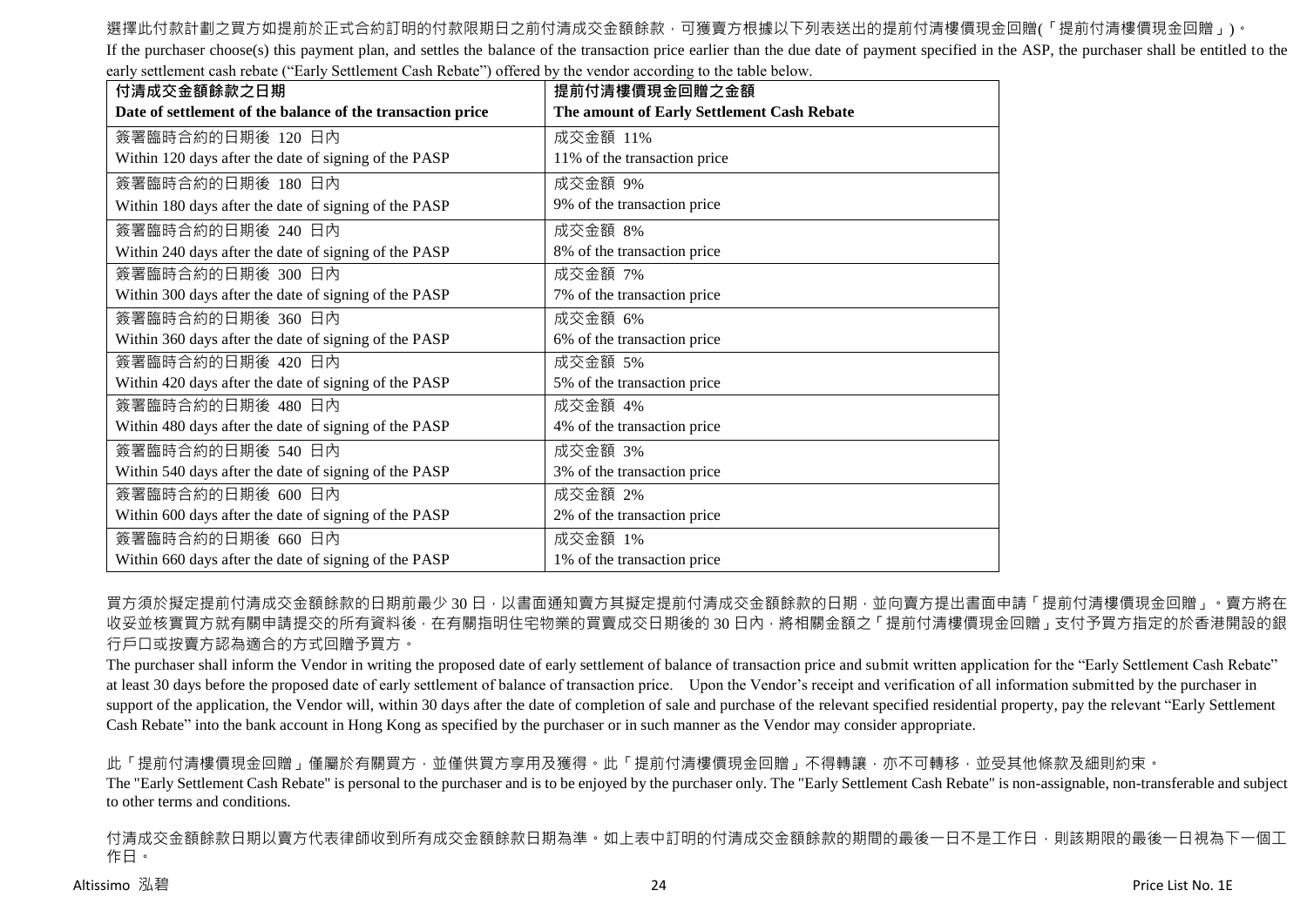選擇此付款計劃之買方如提前於正式合約訂明的付款限期日之前付清成交金額餘款，可獲賣方根據以下列表送出的提前付清樓價現金回贈(「提前付清樓價現金回贈」)。

If the purchaser choose(s) this payment plan, and settles the balance of the transaction price earlier than the due date of payment specified in the ASP, the purchaser shall be entitled to the early settlement cash rebate ("Early Settlement Cash Rebate") offered by the vendor according to the table below.

| 付清成交金額餘款之日期<br>Date of settlement of the balance of the transaction price | 提前付清樓價現金回贈之金額<br>The amount of Early Settlement Cash Rebate |
|---|---|
| 簽署臨時合約的日期後 120 日內<br>Within 120 days after the date of signing of the PASP | 成交金額 11%<br>11% of the transaction price |
| 簽署臨時合約的日期後 180 日內<br>Within 180 days after the date of signing of the PASP | 成交金額 9%<br>9% of the transaction price |
| 簽署臨時合約的日期後 240 日內<br>Within 240 days after the date of signing of the PASP | 成交金額 8%<br>8% of the transaction price |
| 簽署臨時合約的日期後 300 日內<br>Within 300 days after the date of signing of the PASP | 成交金額 7%<br>7% of the transaction price |
| 簽署臨時合約的日期後 360 日內<br>Within 360 days after the date of signing of the PASP | 成交金額 6%<br>6% of the transaction price |
| 簽署臨時合約的日期後 420 日內<br>Within 420 days after the date of signing of the PASP | 成交金額 5%<br>5% of the transaction price |
| 簽署臨時合約的日期後 480 日內<br>Within 480 days after the date of signing of the PASP | 成交金額 4%<br>4% of the transaction price |
| 簽署臨時合約的日期後 540 日內<br>Within 540 days after the date of signing of the PASP | 成交金額 3%<br>3% of the transaction price |
| 簽署臨時合約的日期後 600 日內<br>Within 600 days after the date of signing of the PASP | 成交金額 2%<br>2% of the transaction price |
| 簽署臨時合約的日期後 660 日內<br>Within 660 days after the date of signing of the PASP | 成交金額 1%<br>1% of the transaction price |

買方須於擬定提前付清成交金額餘款的日期前最少 30 日，以書面通知賣方其擬定提前付清成交金額餘款的日期，並向賣方提出書面申請「提前付清樓價現金回贈」。賣方將在收妥並核實買方就有關申請提交的所有資料後，在有關指明住宅物業的買賣成交日期後的 30 日內，將相關金額之「提前付清樓價現金回贈」支付予買方指定的於香港開設的銀行戶口或按賣方認為適合的方式回贈予買方。

The purchaser shall inform the Vendor in writing the proposed date of early settlement of balance of transaction price and submit written application for the "Early Settlement Cash Rebate" at least 30 days before the proposed date of early settlement of balance of transaction price. Upon the Vendor's receipt and verification of all information submitted by the purchaser in support of the application, the Vendor will, within 30 days after the date of completion of sale and purchase of the relevant specified residential property, pay the relevant "Early Settlement Cash Rebate" into the bank account in Hong Kong as specified by the purchaser or in such manner as the Vendor may consider appropriate.

此「提前付清樓價現金回贈」僅屬於有關買方，並僅供買方享用及獲得。此「提前付清樓價現金回贈」不得轉讓，亦不可轉移，並受其他條款及細則約束。

The "Early Settlement Cash Rebate" is personal to the purchaser and is to be enjoyed by the purchaser only. The "Early Settlement Cash Rebate" is non-assignable, non-transferable and subject to other terms and conditions.

付清成交金額餘款日期以賣方代表律師收到所有成交金額餘款日期為準。如上表中訂明的付清成交金額餘款的期間的最後一日不是工作日，則該期限的最後一日視為下一個工作日。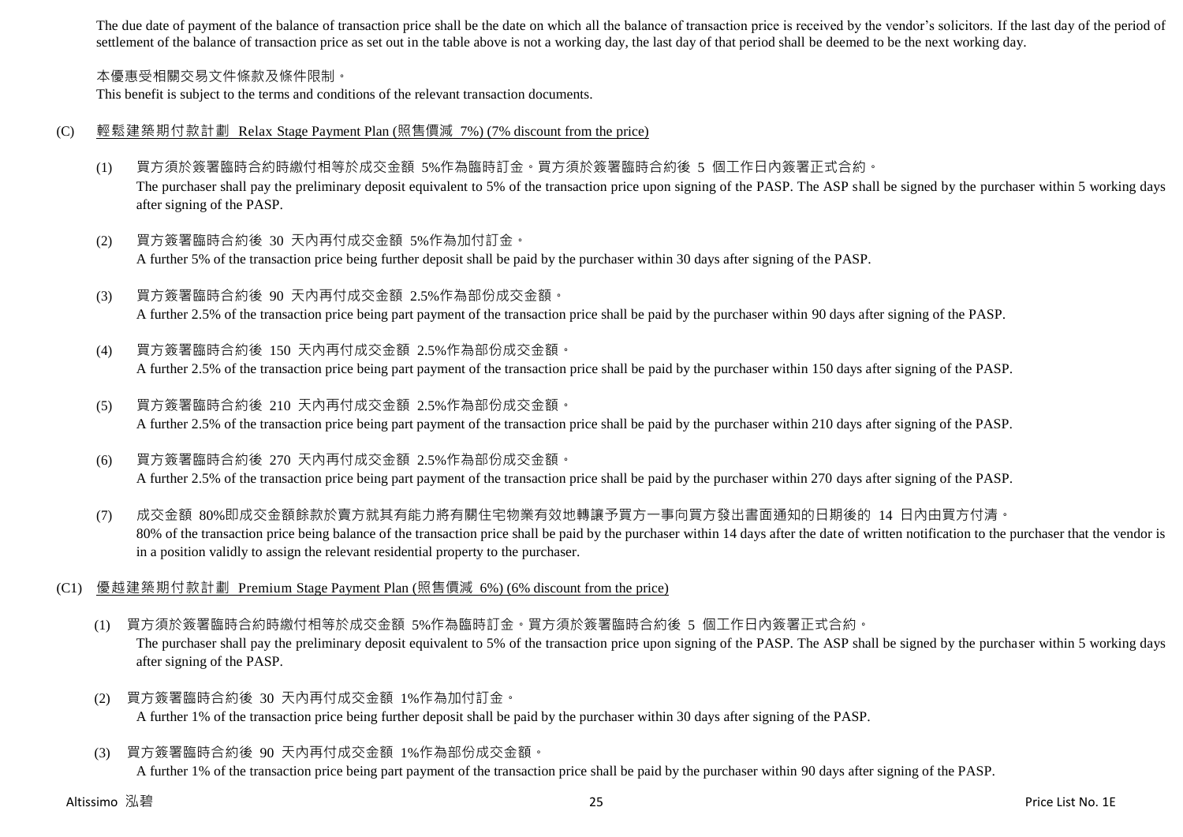The due date of payment of the balance of transaction price shall be the date on which all the balance of transaction price is received by the vendor's solicitors. If the last day of the period of settlement of the balance of transaction price as set out in the table above is not a working day, the last day of that period shall be deemed to be the next working day.

本優惠受相關交易文件條款及條件限制。

This benefit is subject to the terms and conditions of the relevant transaction documents.

(C) 輕鬆建築期付款計劃 Relax Stage Payment Plan (照售價減 7%) (7% discount from the price)

(1) 買方須於簽署臨時合約時繳付相等於成交金額 5%作為臨時訂金。買方須於簽署臨時合約後 5 個工作日內簽署正式合約。
The purchaser shall pay the preliminary deposit equivalent to 5% of the transaction price upon signing of the PASP. The ASP shall be signed by the purchaser within 5 working days after signing of the PASP.

(2) 買方簽署臨時合約後 30 天內再付成交金額 5%作為加付訂金。
A further 5% of the transaction price being further deposit shall be paid by the purchaser within 30 days after signing of the PASP.

(3) 買方簽署臨時合約後 90 天內再付成交金額 2.5%作為部份成交金額。
A further 2.5% of the transaction price being part payment of the transaction price shall be paid by the purchaser within 90 days after signing of the PASP.

(4) 買方簽署臨時合約後 150 天內再付成交金額 2.5%作為部份成交金額。
A further 2.5% of the transaction price being part payment of the transaction price shall be paid by the purchaser within 150 days after signing of the PASP.

(5) 買方簽署臨時合約後 210 天內再付成交金額 2.5%作為部份成交金額。
A further 2.5% of the transaction price being part payment of the transaction price shall be paid by the purchaser within 210 days after signing of the PASP.

(6) 買方簽署臨時合約後 270 天內再付成交金額 2.5%作為部份成交金額。
A further 2.5% of the transaction price being part payment of the transaction price shall be paid by the purchaser within 270 days after signing of the PASP.

(7) 成交金額 80%即成交金額餘款於賣方就其有能力將有關住宅物業有效地轉讓予買方一事向買方發出書面通知的日期後的 14 日內由買方付清。
80% of the transaction price being balance of the transaction price shall be paid by the purchaser within 14 days after the date of written notification to the purchaser that the vendor is in a position validly to assign the relevant residential property to the purchaser.

(C1) 優越建築期付款計劃 Premium Stage Payment Plan (照售價減 6%) (6% discount from the price)

(1) 買方須於簽署臨時合約時繳付相等於成交金額 5%作為臨時訂金。買方須於簽署臨時合約後 5 個工作日內簽署正式合約。
The purchaser shall pay the preliminary deposit equivalent to 5% of the transaction price upon signing of the PASP. The ASP shall be signed by the purchaser within 5 working days after signing of the PASP.

(2) 買方簽署臨時合約後 30 天內再付成交金額 1%作為加付訂金。
A further 1% of the transaction price being further deposit shall be paid by the purchaser within 30 days after signing of the PASP.

(3) 買方簽署臨時合約後 90 天內再付成交金額 1%作為部份成交金額。
A further 1% of the transaction price being part payment of the transaction price shall be paid by the purchaser within 90 days after signing of the PASP.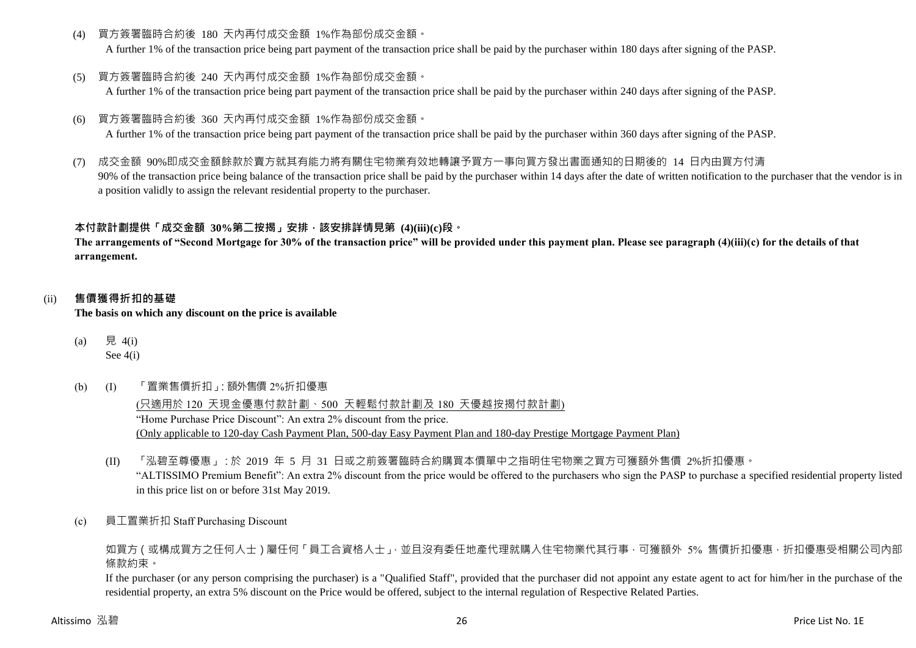(4) 買方簽署臨時合約後 180 天內再付成交金額 1%作為部份成交金額。
A further 1% of the transaction price being part payment of the transaction price shall be paid by the purchaser within 180 days after signing of the PASP.

(5) 買方簽署臨時合約後 240 天內再付成交金額 1%作為部份成交金額。
A further 1% of the transaction price being part payment of the transaction price shall be paid by the purchaser within 240 days after signing of the PASP.

(6) 買方簽署臨時合約後 360 天內再付成交金額 1%作為部份成交金額。
A further 1% of the transaction price being part payment of the transaction price shall be paid by the purchaser within 360 days after signing of the PASP.

(7) 成交金額 90%即成交金額餘款於賣方就其有能力將有關住宅物業有效地轉讓予買方一事向買方發出書面通知的日期後的 14 日內由買方付清
90% of the transaction price being balance of the transaction price shall be paid by the purchaser within 14 days after the date of written notification to the purchaser that the vendor is in a position validly to assign the relevant residential property to the purchaser.

**本付款計劃提供「成交金額 30%第二按揭」安排，該安排詳情見第 (4)(iii)(c)段。**
**The arrangements of "Second Mortgage for 30% of the transaction price" will be provided under this payment plan. Please see paragraph (4)(iii)(c) for the details of that arrangement.**

(ii) **售價獲得折扣的基礎**
**The basis on which any discount on the price is available**

(a) 見 4(i)
See 4(i)

(b) (I) 「置業售價折扣」: 額外售價 2%折扣優惠
(只適用於 120 天現金優惠付款計劃、500 天輕鬆付款計劃及 180 天優越按揭付款計劃)
"Home Purchase Price Discount": An extra 2% discount from the price.
(Only applicable to 120-day Cash Payment Plan, 500-day Easy Payment Plan and 180-day Prestige Mortgage Payment Plan)

(II) 「泓碧至尊優惠」: 於 2019 年 5 月 31 日或之前簽署臨時合約購買本價單中之指明住宅物業之買方可獲額外售價 2%折扣優惠。
"ALTISSIMO Premium Benefit": An extra 2% discount from the price would be offered to the purchasers who sign the PASP to purchase a specified residential property listed in this price list on or before 31st May 2019.

(c) 員工置業折扣 Staff Purchasing Discount

如買方(或構成買方之任何人士)屬任何「員工合資格人士」，並且沒有委任地產代理就購入住宅物業代其行事，可獲額外 5% 售價折扣優惠，折扣優惠受相關公司內部條款約束。
If the purchaser (or any person comprising the purchaser) is a "Qualified Staff", provided that the purchaser did not appoint any estate agent to act for him/her in the purchase of the residential property, an extra 5% discount on the Price would be offered, subject to the internal regulation of Respective Related Parties.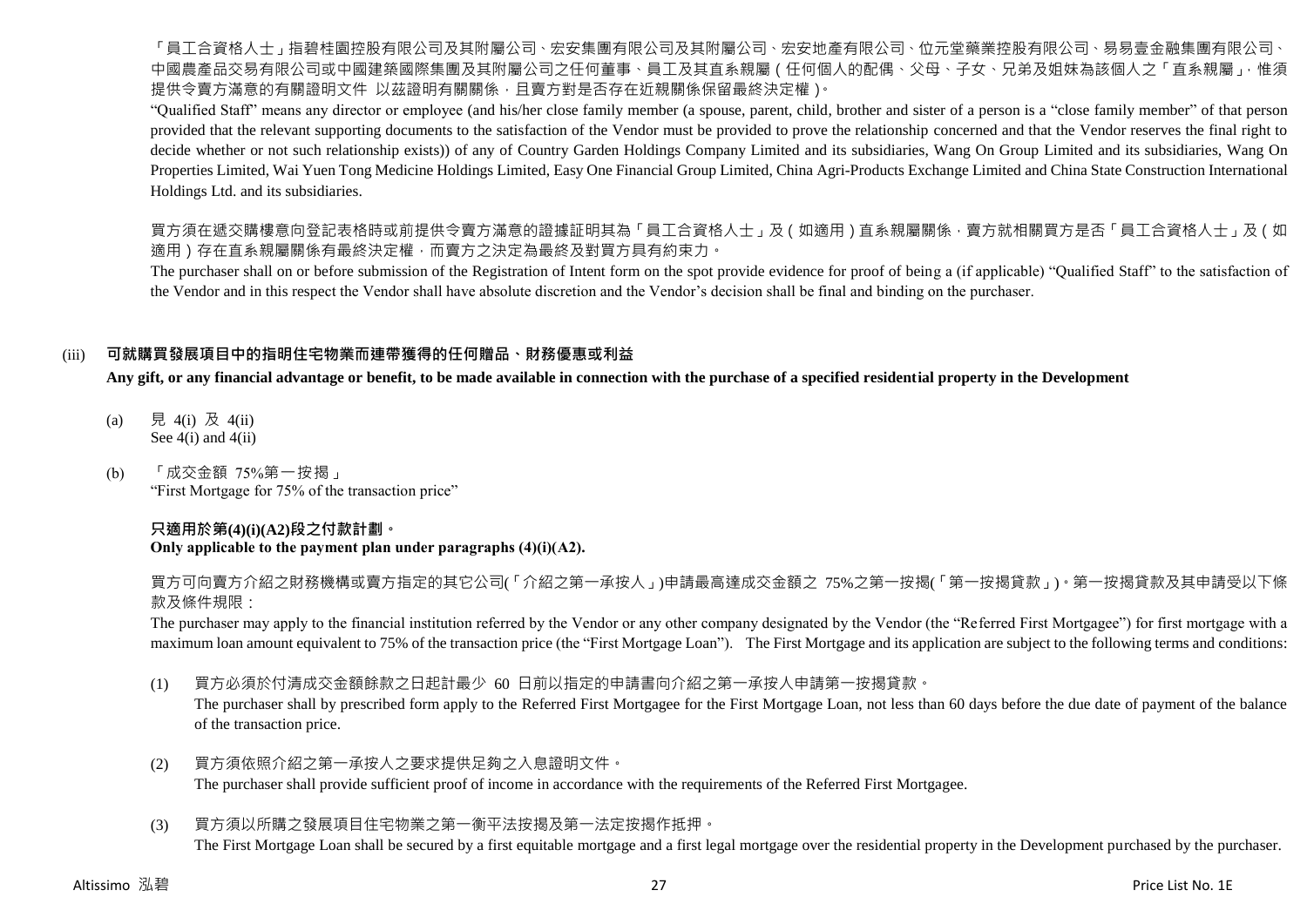「員工合資格人士」指碧桂園控股有限公司及其附屬公司、宏安集團有限公司及其附屬公司、宏安地產有限公司、位元堂藥業控股有限公司、易易壹金融集團有限公司、中國農產品交易有限公司或中國建築國際集團及其附屬公司之任何董事、員工及其直系親屬（任何個人的配偶、父母、子女、兄弟及姐妹為該個人之「直系親屬」，惟須提供令賣方滿意的有關證明文件 以茲證明有關關係，且賣方對是否存在近親關係保留最終決定權）。

"Qualified Staff" means any director or employee (and his/her close family member (a spouse, parent, child, brother and sister of a person is a "close family member" of that person provided that the relevant supporting documents to the satisfaction of the Vendor must be provided to prove the relationship concerned and that the Vendor reserves the final right to decide whether or not such relationship exists)) of any of Country Garden Holdings Company Limited and its subsidiaries, Wang On Group Limited and its subsidiaries, Wang On Properties Limited, Wai Yuen Tong Medicine Holdings Limited, Easy One Financial Group Limited, China Agri-Products Exchange Limited and China State Construction International Holdings Ltd. and its subsidiaries.

買方須在遞交購樓意向登記表格時或前提供令賣方滿意的證據証明其為「員工合資格人士」及（如適用）直系親屬關係，賣方就相關買方是否「員工合資格人士」及（如適用）存在直系親屬關係有最終決定權，而賣方之決定為最終及對買方具有約束力。

The purchaser shall on or before submission of the Registration of Intent form on the spot provide evidence for proof of being a (if applicable) "Qualified Staff" to the satisfaction of the Vendor and in this respect the Vendor shall have absolute discretion and the Vendor's decision shall be final and binding on the purchaser.

(iii) **可就購買發展項目中的指明住宅物業而連帶獲得的任何贈品、財務優惠或利益**

**Any gift, or any financial advantage or benefit, to be made available in connection with the purchase of a specified residential property in the Development**

(a) 見 4(i) 及 4(ii)
See 4(i) and 4(ii)

(b) 「成交金額 75%第一按揭」
"First Mortgage for 75% of the transaction price"

**只適用於第(4)(i)(A2)段之付款計劃。**
**Only applicable to the payment plan under paragraphs (4)(i)(A2).**

買方可向賣方介紹之財務機構或賣方指定的其它公司(「介紹之第一承按人」)申請最高達成交金額之 75%之第一按揭(「第一按揭貸款」)。第一按揭貸款及其申請受以下條款及條件規限：

The purchaser may apply to the financial institution referred by the Vendor or any other company designated by the Vendor (the "Referred First Mortgagee") for first mortgage with a maximum loan amount equivalent to 75% of the transaction price (the "First Mortgage Loan"). The First Mortgage and its application are subject to the following terms and conditions:

(1) 買方必須於付清成交金額餘款之日起計最少 60 日前以指定的申請書向介紹之第一承按人申請第一按揭貸款。
The purchaser shall by prescribed form apply to the Referred First Mortgagee for the First Mortgage Loan, not less than 60 days before the due date of payment of the balance of the transaction price.

(2) 買方須依照介紹之第一承按人之要求提供足夠之入息證明文件。
The purchaser shall provide sufficient proof of income in accordance with the requirements of the Referred First Mortgagee.

(3) 買方須以所購之發展項目住宅物業之第一衡平法按揭及第一法定按揭作抵押。
The First Mortgage Loan shall be secured by a first equitable mortgage and a first legal mortgage over the residential property in the Development purchased by the purchaser.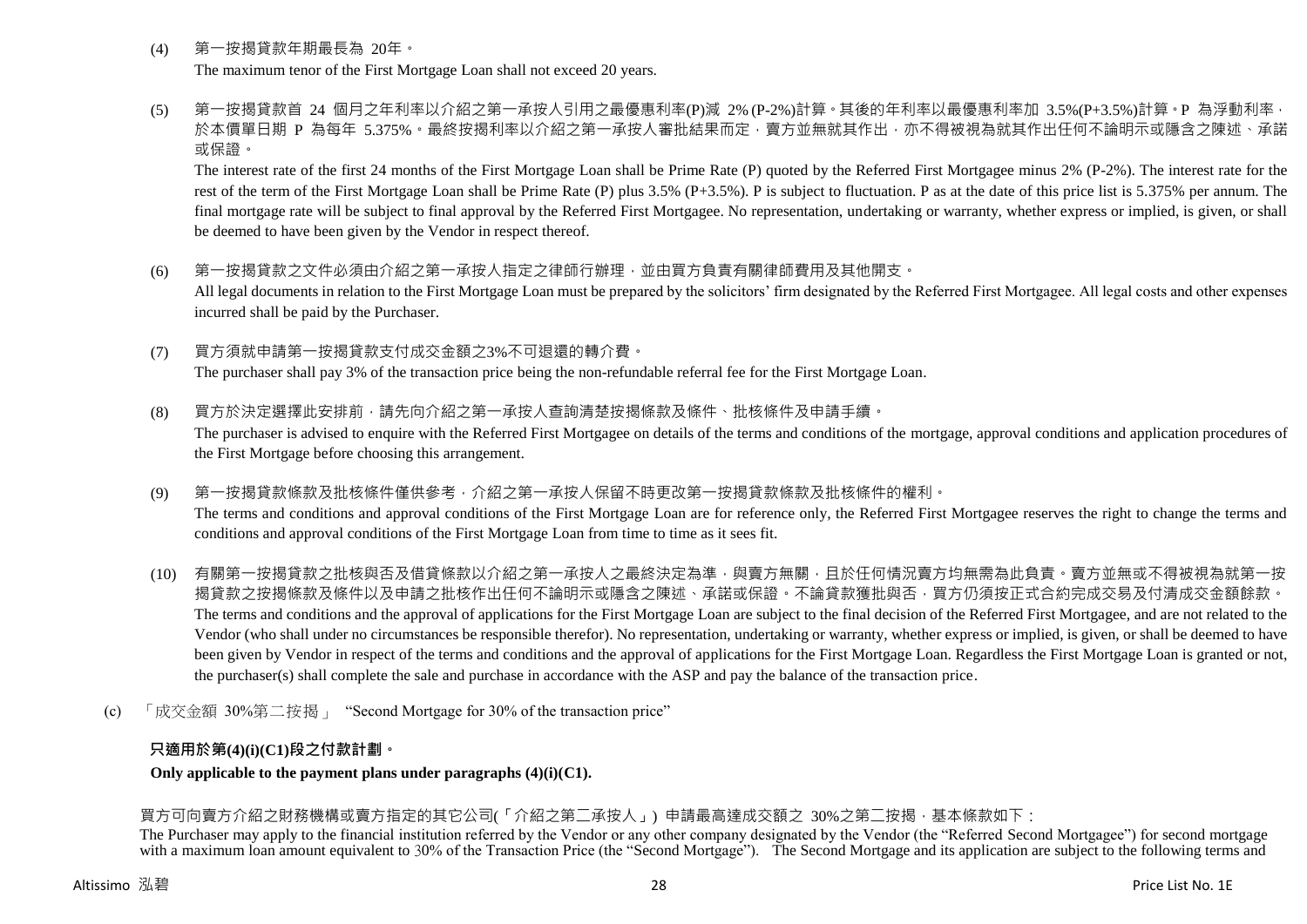(4) 第一按揭貸款年期最長為 20年。

The maximum tenor of the First Mortgage Loan shall not exceed 20 years.

(5) 第一按揭貸款首 24 個月之年利率以介紹之第一承按人引用之最優惠利率(P)減 2% (P-2%)計算。其後的年利率以最優惠利率加 3.5%(P+3.5%)計算。P 為浮動利率，於本價單日期 P 為每年 5.375%。最終按揭利率以介紹之第一承按人審批結果而定，賣方並無就其作出，亦不得被視為就其作出任何不論明示或隱含之陳述、承諾或保證。

The interest rate of the first 24 months of the First Mortgage Loan shall be Prime Rate (P) quoted by the Referred First Mortgagee minus 2% (P-2%). The interest rate for the rest of the term of the First Mortgage Loan shall be Prime Rate (P) plus 3.5% (P+3.5%). P is subject to fluctuation. P as at the date of this price list is 5.375% per annum. The final mortgage rate will be subject to final approval by the Referred First Mortgagee. No representation, undertaking or warranty, whether express or implied, is given, or shall be deemed to have been given by the Vendor in respect thereof.

(6) 第一按揭貸款之文件必須由介紹之第一承按人指定之律師行辦理，並由買方負責有關律師費用及其他開支。

All legal documents in relation to the First Mortgage Loan must be prepared by the solicitors' firm designated by the Referred First Mortgagee. All legal costs and other expenses incurred shall be paid by the Purchaser.

(7) 買方須就申請第一按揭貸款支付成交金額之3%不可退還的轉介費。

The purchaser shall pay 3% of the transaction price being the non-refundable referral fee for the First Mortgage Loan.

(8) 買方於決定選擇此安排前，請先向介紹之第一承按人查詢清楚按揭條款及條件、批核條件及申請手續。

The purchaser is advised to enquire with the Referred First Mortgagee on details of the terms and conditions of the mortgage, approval conditions and application procedures of the First Mortgage before choosing this arrangement.

(9) 第一按揭貸款條款及批核條件僅供參考，介紹之第一承按人保留不時更改第一按揭貸款條款及批核條件的權利。

The terms and conditions and approval conditions of the First Mortgage Loan are for reference only, the Referred First Mortgagee reserves the right to change the terms and conditions and approval conditions of the First Mortgage Loan from time to time as it sees fit.

(10) 有關第一按揭貸款之批核與否及借貸條款以介紹之第一承按人之最終決定為準，與賣方無關，且於任何情況賣方均無需為此負責。賣方並無或不得被視為就第一按揭貸款之按揭條款及條件以及申請之批核作出任何不論明示或隱含之陳述、承諾或保證。不論貸款獲批與否，買方仍須按正式合約完成交易及付清成交金額餘款。

The terms and conditions and the approval of applications for the First Mortgage Loan are subject to the final decision of the Referred First Mortgagee, and are not related to the Vendor (who shall under no circumstances be responsible therefor). No representation, undertaking or warranty, whether express or implied, is given, or shall be deemed to have been given by Vendor in respect of the terms and conditions and the approval of applications for the First Mortgage Loan. Regardless the First Mortgage Loan is granted or not, the purchaser(s) shall complete the sale and purchase in accordance with the ASP and pay the balance of the transaction price.

(c) 「成交金額 30%第二按揭」 "Second Mortgage for 30% of the transaction price"

**只適用於第(4)(i)(C1)段之付款計劃。**

**Only applicable to the payment plans under paragraphs (4)(i)(C1).**

買方可向賣方介紹之財務機構或賣方指定的其它公司(「介紹之第二承按人」) 申請最高達成交額之 30%之第二按揭，基本條款如下：

The Purchaser may apply to the financial institution referred by the Vendor or any other company designated by the Vendor (the "Referred Second Mortgagee") for second mortgage with a maximum loan amount equivalent to 30% of the Transaction Price (the "Second Mortgage"). The Second Mortgage and its application are subject to the following terms and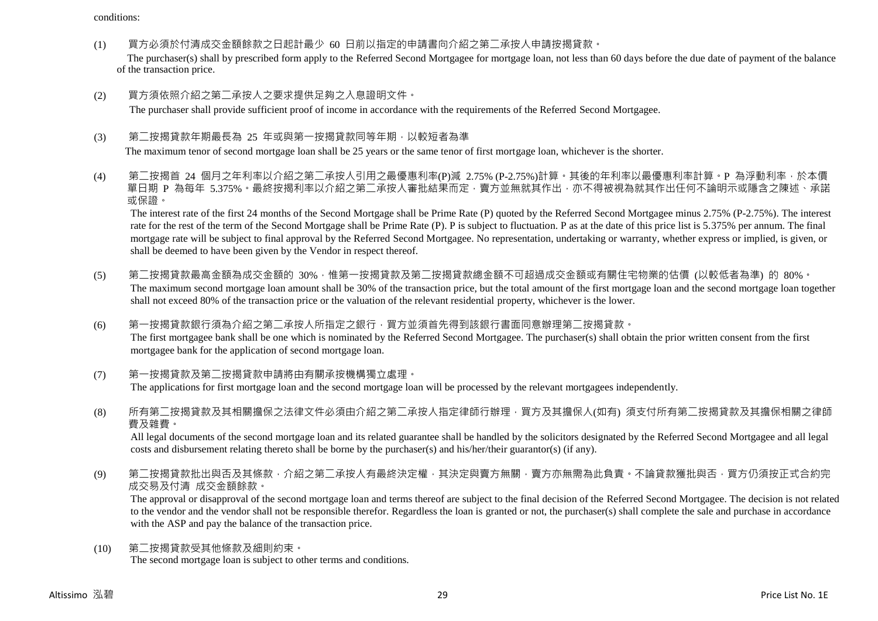conditions:

(1) 買方必須於付清成交金額餘款之日起計最少 60 日前以指定的申請書向介紹之第二承按人申請按揭貸款。

The purchaser(s) shall by prescribed form apply to the Referred Second Mortgagee for mortgage loan, not less than 60 days before the due date of payment of the balance of the transaction price.

(2) 買方須依照介紹之第二承按人之要求提供足夠之入息證明文件。

The purchaser shall provide sufficient proof of income in accordance with the requirements of the Referred Second Mortgagee.

(3) 第二按揭貸款年期最長為 25 年或與第一按揭貸款同等年期，以較短者為準

The maximum tenor of second mortgage loan shall be 25 years or the same tenor of first mortgage loan, whichever is the shorter.

(4) 第二按揭首 24 個月之年利率以介紹之第二承按人引用之最優惠利率(P)減 2.75% (P-2.75%)計算。其後的年利率以最優惠利率計算。P 為浮動利率，於本價單日期 P 為每年 5.375%。最終按揭利率以介紹之第二承按人審批結果而定，賣方並無就其作出，亦不得被視為就其作出任何不論明示或隱含之陳述、承諾或保證。

The interest rate of the first 24 months of the Second Mortgage shall be Prime Rate (P) quoted by the Referred Second Mortgagee minus 2.75% (P-2.75%). The interest rate for the rest of the term of the Second Mortgage shall be Prime Rate (P). P is subject to fluctuation. P as at the date of this price list is 5.375% per annum. The final mortgage rate will be subject to final approval by the Referred Second Mortgagee. No representation, undertaking or warranty, whether express or implied, is given, or shall be deemed to have been given by the Vendor in respect thereof.

(5) 第二按揭貸款最高金額為成交金額的 30%，惟第一按揭貸款及第二按揭貸款總金額不可超過成交金額或有關住宅物業的估價 (以較低者為準) 的 80%。

The maximum second mortgage loan amount shall be 30% of the transaction price, but the total amount of the first mortgage loan and the second mortgage loan together shall not exceed 80% of the transaction price or the valuation of the relevant residential property, whichever is the lower.

(6) 第一按揭貸款銀行須為介紹之第二承按人所指定之銀行，買方並須首先得到該銀行書面同意辦理第二按揭貸款。

The first mortgagee bank shall be one which is nominated by the Referred Second Mortgagee. The purchaser(s) shall obtain the prior written consent from the first mortgagee bank for the application of second mortgage loan.

(7) 第一按揭貸款及第二按揭貸款申請將由有關承按機構獨立處理。

The applications for first mortgage loan and the second mortgage loan will be processed by the relevant mortgagees independently.

(8) 所有第二按揭貸款及其相關擔保之法律文件必須由介紹之第二承按人指定律師行辦理，買方及其擔保人(如有) 須支付所有第二按揭貸款及其擔保相關之律師費及雜費。

All legal documents of the second mortgage loan and its related guarantee shall be handled by the solicitors designated by the Referred Second Mortgagee and all legal costs and disbursement relating thereto shall be borne by the purchaser(s) and his/her/their guarantor(s) (if any).

(9) 第二按揭貸款批出與否及其條款，介紹之第二承按人有最終決定權，其決定與賣方無關，賣方亦無需為此負責。不論貸款獲批與否，買方仍須按正式合約完成交易及付清 成交金額餘款。

The approval or disapproval of the second mortgage loan and terms thereof are subject to the final decision of the Referred Second Mortgagee. The decision is not related to the vendor and the vendor shall not be responsible therefor. Regardless the loan is granted or not, the purchaser(s) shall complete the sale and purchase in accordance with the ASP and pay the balance of the transaction price.

(10) 第二按揭貸款受其他條款及細則約束。

The second mortgage loan is subject to other terms and conditions.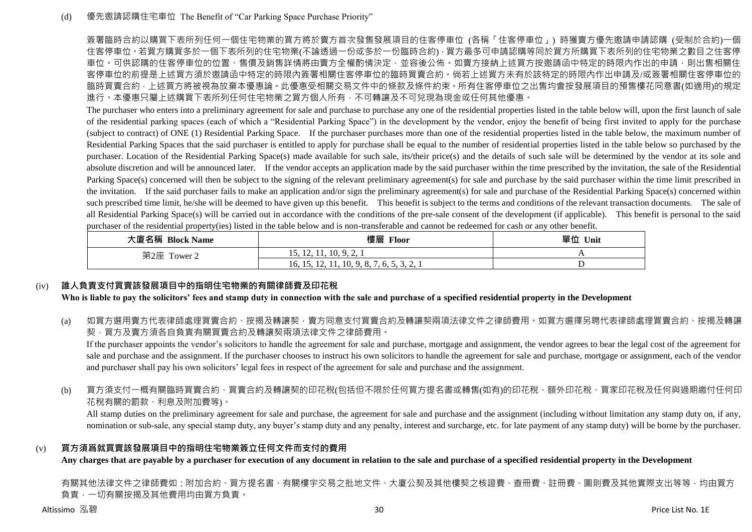(d) 優先邀請認購住宅車位 The Benefit of "Car Parking Space Purchase Priority"

簽署臨時合約以購買下表所列任何一個住宅物業的買方將於賣方首次發售發展項目的住客停車位 (各稱「住客停車位」) 時獲賣方優先邀請申請認購 (受制於合約)一個住客停車位。若買方購買多於一個下表所列的住宅物業(不論透過一份或多於一份臨時合約)，買方最多可申請認購等同於買方所購買下表所列的住宅物業之數目之住客停車位。可供認購的住客停車位的位置、售價及銷售詳情將由賣方全權酌情決定，並容後公佈。如賣方接納上述買方按邀請函中特定的時限內作出的申請，則出售相關住客停車位的前提是上述買方須於邀請函中特定的時限內簽署相關住客停車位的臨時買賣合約。倘若上述買方未有於該特定的時限內作出申請及/或簽署相關住客停車位的臨時買賣合約，上述買方將被視為放棄本優惠論。此優惠受相關交易文件中的條款及條件約束。所有住客停車位之出售均會按發展項目的預售樓花同意書(如適用)的規定進行。本優惠只屬上述購買下表所列任何住宅物業之買方個人所有，不可轉讓及不可兌現為現金或任何其他優惠。

The purchaser who enters into a preliminary agreement for sale and purchase to purchase any one of the residential properties listed in the table below will, upon the first launch of sale of the residential parking spaces (each of which a "Residential Parking Space") in the development by the vendor, enjoy the benefit of being first invited to apply for the purchase (subject to contract) of ONE (1) Residential Parking Space. If the purchaser purchases more than one of the residential properties listed in the table below, the maximum number of Residential Parking Spaces that the said purchaser is entitled to apply for purchase shall be equal to the number of residential properties listed in the table below so purchased by the purchaser. Location of the Residential Parking Space(s) made available for such sale, its/their price(s) and the details of such sale will be determined by the vendor at its sole and absolute discretion and will be announced later. If the vendor accepts an application made by the said purchaser within the time prescribed by the invitation, the sale of the Residential Parking Space(s) concerned will then be subject to the signing of the relevant preliminary agreement(s) for sale and purchase by the said purchaser within the time limit prescribed in the invitation. If the said purchaser fails to make an application and/or sign the preliminary agreement(s) for sale and purchase of the Residential Parking Space(s) concerned within such prescribed time limit, he/she will be deemed to have given up this benefit. This benefit is subject to the terms and conditions of the relevant transaction documents. The sale of all Residential Parking Space(s) will be carried out in accordance with the conditions of the pre-sale consent of the development (if applicable). This benefit is personal to the said purchaser of the residential property(ies) listed in the table below and is non-transferable and cannot be redeemed for cash or any other benefit.

| 大廈名稱 Block Name | 樓層 Floor | 單位 Unit |
|---|---|---|
| 第2座 Tower 2 | 15, 12, 11, 10, 9, 2, 1 | A |
| | 16, 15, 12, 11, 10, 9, 8, 7, 6, 5, 3, 2, 1 | D |

## (iv) 誰人負責支付買賣該發展項目中的指明住宅物業的有關律師費及印花稅

**Who is liable to pay the solicitors' fees and stamp duty in connection with the sale and purchase of a specified residential property in the Development**

(a) 如買方選用賣方代表律師處理買賣合約、按揭及轉讓契，賣方同意支付買賣合約及轉讓契兩項法律文件之律師費用。如買方選擇另聘代表律師處理買賣合約、按揭及轉讓契，買方及賣方須各自負責有關買賣合約及轉讓契兩項法律文件之律師費用。

If the purchaser appoints the vendor's solicitors to handle the agreement for sale and purchase, mortgage and assignment, the vendor agrees to bear the legal cost of the agreement for sale and purchase and the assignment. If the purchaser chooses to instruct his own solicitors to handle the agreement for sale and purchase, mortgage or assignment, each of the vendor and purchaser shall pay his own solicitors' legal fees in respect of the agreement for sale and purchase and the assignment.

(b) 買方須支付一概有關臨時買賣合約、買賣合約及轉讓契的印花稅(包括但不限於任何買方提名書或轉售(如有)的印花稅、額外印花稅、買家印花稅及任何與過期繳付任何印花稅有關的罰款、利息及附加費等)。

All stamp duties on the preliminary agreement for sale and purchase, the agreement for sale and purchase and the assignment (including without limitation any stamp duty on, if any, nomination or sub-sale, any special stamp duty, any buyer's stamp duty and any penalty, interest and surcharge, etc. for late payment of any stamp duty) will be borne by the purchaser.

## (v) 買方須爲就買賣該發展項目中的指明住宅物業簽立任何文件而支付的費用

**Any charges that are payable by a purchaser for execution of any document in relation to the sale and purchase of a specified residential property in the Development**

有關其他法律文件之律師費如：附加合約、買方提名書、有關樓宇交易之批地文件、大廈公契及其他樓契之核證費、查冊費、註冊費、圖則費及其他實際支出等等，均由買方負責，一切有關按揭及其他費用均由買方負責。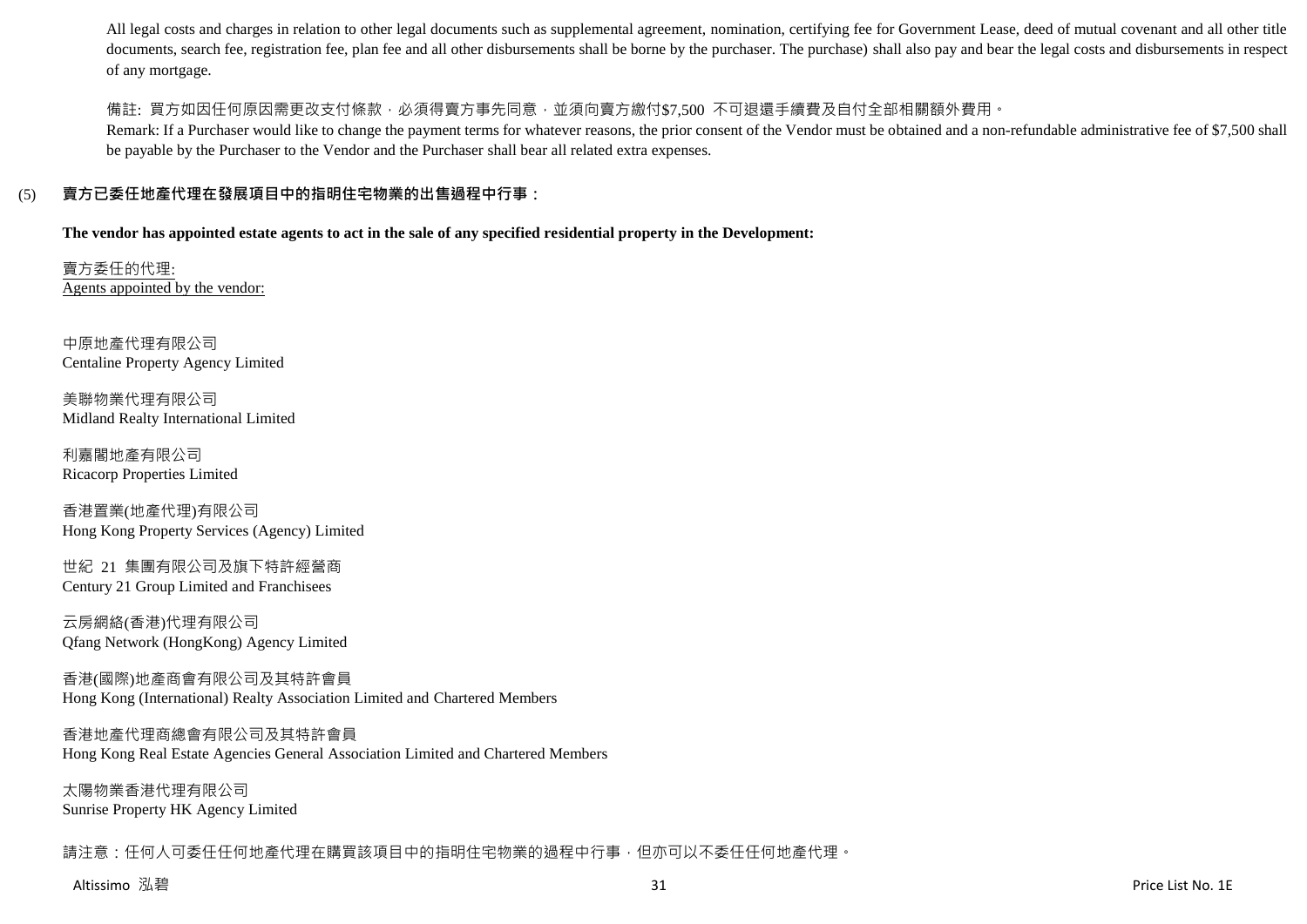All legal costs and charges in relation to other legal documents such as supplemental agreement, nomination, certifying fee for Government Lease, deed of mutual covenant and all other title documents, search fee, registration fee, plan fee and all other disbursements shall be borne by the purchaser. The purchase) shall also pay and bear the legal costs and disbursements in respect of any mortgage.

備註: 買方如因任何原因需更改支付條款，必須得賣方事先同意，並須向賣方繳付$7,500 不可退還手續費及自付全部相關額外費用。

Remark: If a Purchaser would like to change the payment terms for whatever reasons, the prior consent of the Vendor must be obtained and a non-refundable administrative fee of $7,500 shall be payable by the Purchaser to the Vendor and the Purchaser shall bear all related extra expenses.

(5) **賣方已委任地產代理在發展項目中的指明住宅物業的出售過程中行事：**

**The vendor has appointed estate agents to act in the sale of any specified residential property in the Development:**

<u>賣方委任的代理:</u>
<u>Agents appointed by the vendor:</u>

中原地產代理有限公司
Centaline Property Agency Limited

美聯物業代理有限公司
Midland Realty International Limited

利嘉閣地產有限公司
Ricacorp Properties Limited

香港置業(地產代理)有限公司
Hong Kong Property Services (Agency) Limited

世紀 21 集團有限公司及旗下特許經營商
Century 21 Group Limited and Franchisees

云房網絡(香港)代理有限公司
Qfang Network (HongKong) Agency Limited

香港(國際)地產商會有限公司及其特許會員
Hong Kong (International) Realty Association Limited and Chartered Members

香港地產代理商總會有限公司及其特許會員
Hong Kong Real Estate Agencies General Association Limited and Chartered Members

太陽物業香港代理有限公司
Sunrise Property HK Agency Limited

請注意：任何人可委任任何地產代理在購買該項目中的指明住宅物業的過程中行事，但亦可以不委任任何地產代理。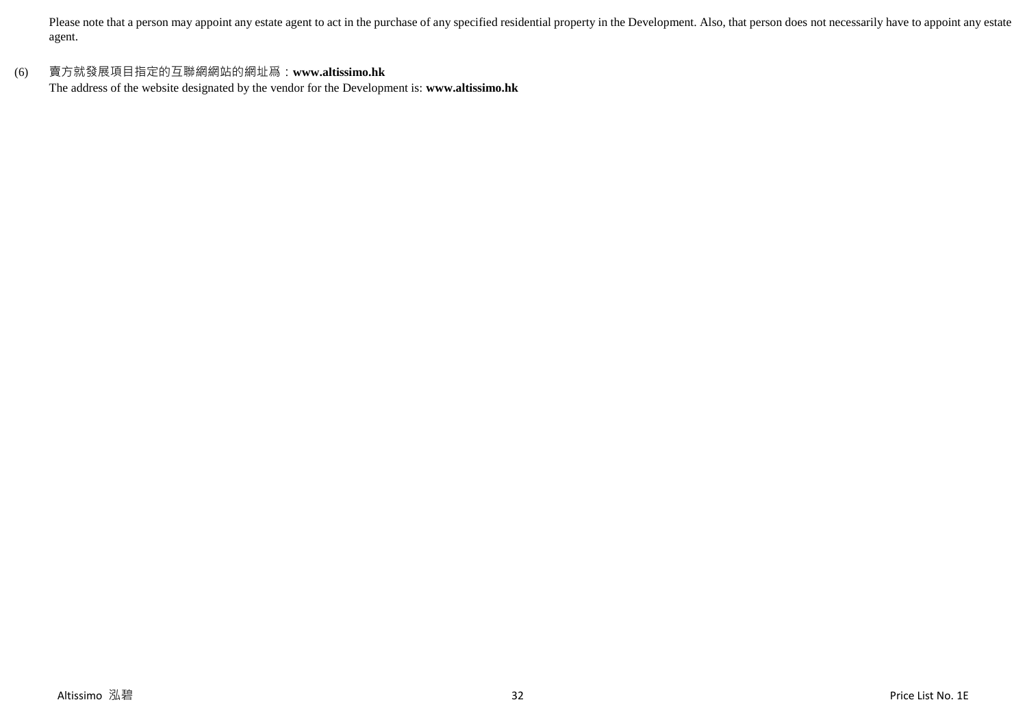Please note that a person may appoint any estate agent to act in the purchase of any specified residential property in the Development. Also, that person does not necessarily have to appoint any estate agent.

(6) 賣方就發展項目指定的互聯網網站的網址爲：**www.altissimo.hk**
The address of the website designated by the vendor for the Development is: **www.altissimo.hk**